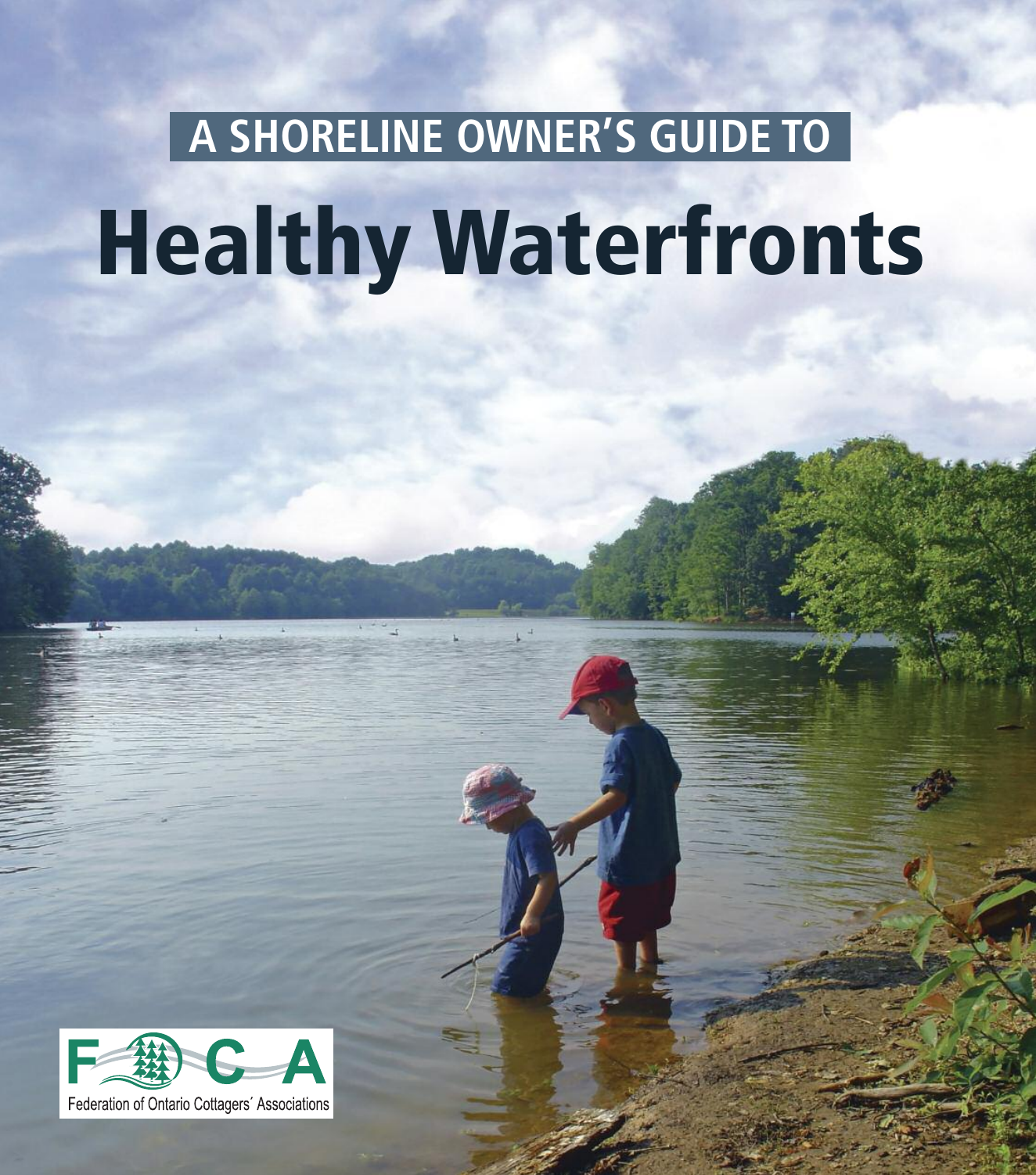## A SHORELINE OWNER'S GUIDE TO

# Healthy Waterfronts

FOCA

Federation of Ontario Cottagers' Associations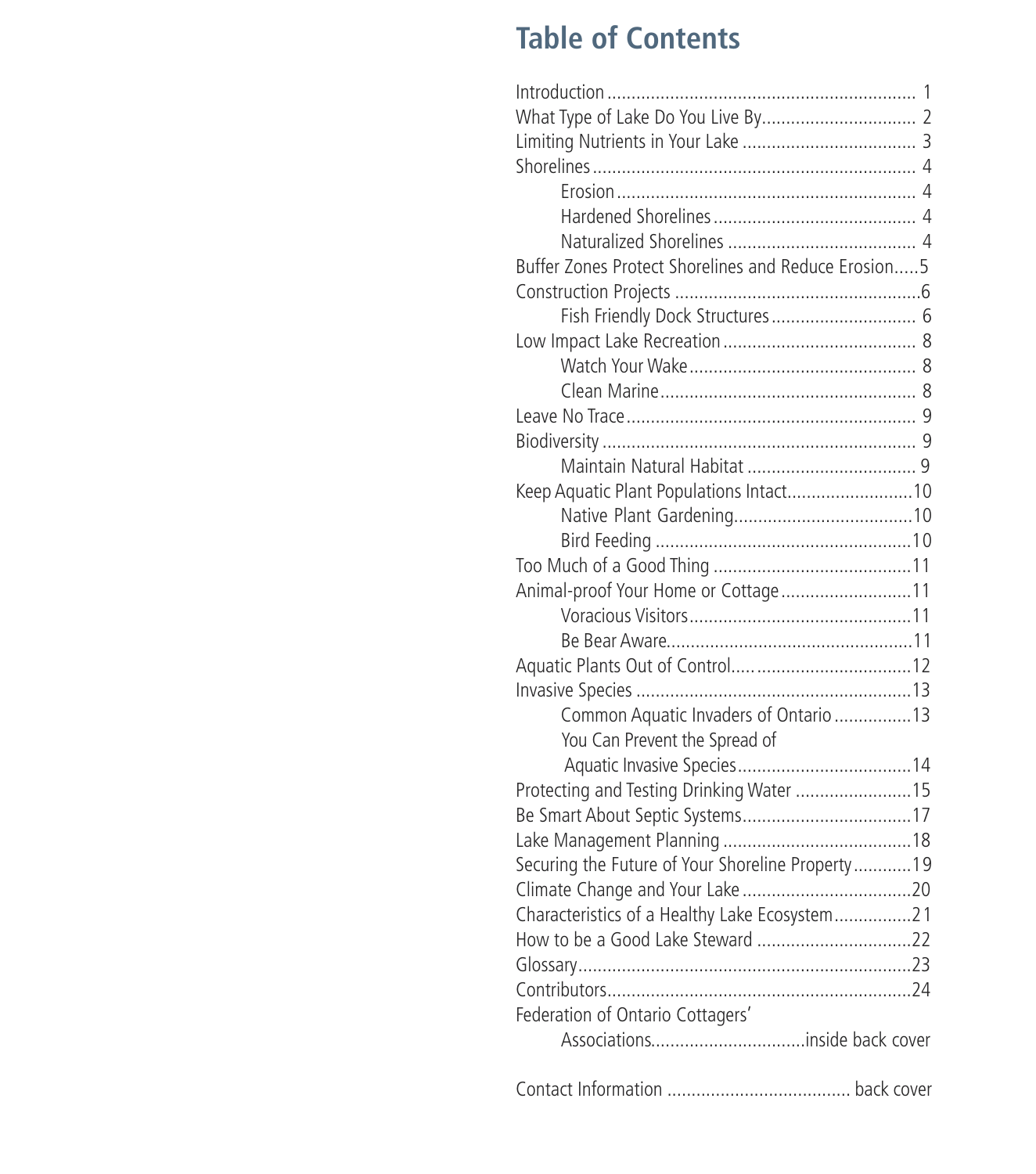# Table of Contents

- Introduction ... 1
- What Type of Lake Do You Live By ... 2
- Limiting Nutrients in Your Lake ... 3
- Shorelines ... 4
  - Erosion ... 4
  - Hardened Shorelines ... 4
  - Naturalized Shorelines ... 4
- Buffer Zones Protect Shorelines and Reduce Erosion ... 5
- Construction Projects ... 6
  - Fish Friendly Dock Structures ... 6
- Low Impact Lake Recreation ... 8
  - Watch Your Wake ... 8
  - Clean Marine ... 8
- Leave No Trace ... 9
- Biodiversity ... 9
  - Maintain Natural Habitat ... 9
- Keep Aquatic Plant Populations Intact ... 10
  - Native Plant Gardening ... 10
  - Bird Feeding ... 10
- Too Much of a Good Thing ... 11
- Animal-proof Your Home or Cottage ... 11
  - Voracious Visitors ... 11
  - Be Bear Aware ... 11
- Aquatic Plants Out of Control ... 12
- Invasive Species ... 13
  - Common Aquatic Invaders of Ontario ... 13
  - You Can Prevent the Spread of Aquatic Invasive Species ... 14
- Protecting and Testing Drinking Water ... 15
- Be Smart About Septic Systems ... 17
- Lake Management Planning ... 18
- Securing the Future of Your Shoreline Property ... 19
- Climate Change and Your Lake ... 20
- Characteristics of a Healthy Lake Ecosystem ... 21
- How to be a Good Lake Steward ... 22
- Glossary ... 23
- Contributors ... 24
- Federation of Ontario Cottagers' Associations ... inside back cover

Contact Information ... back cover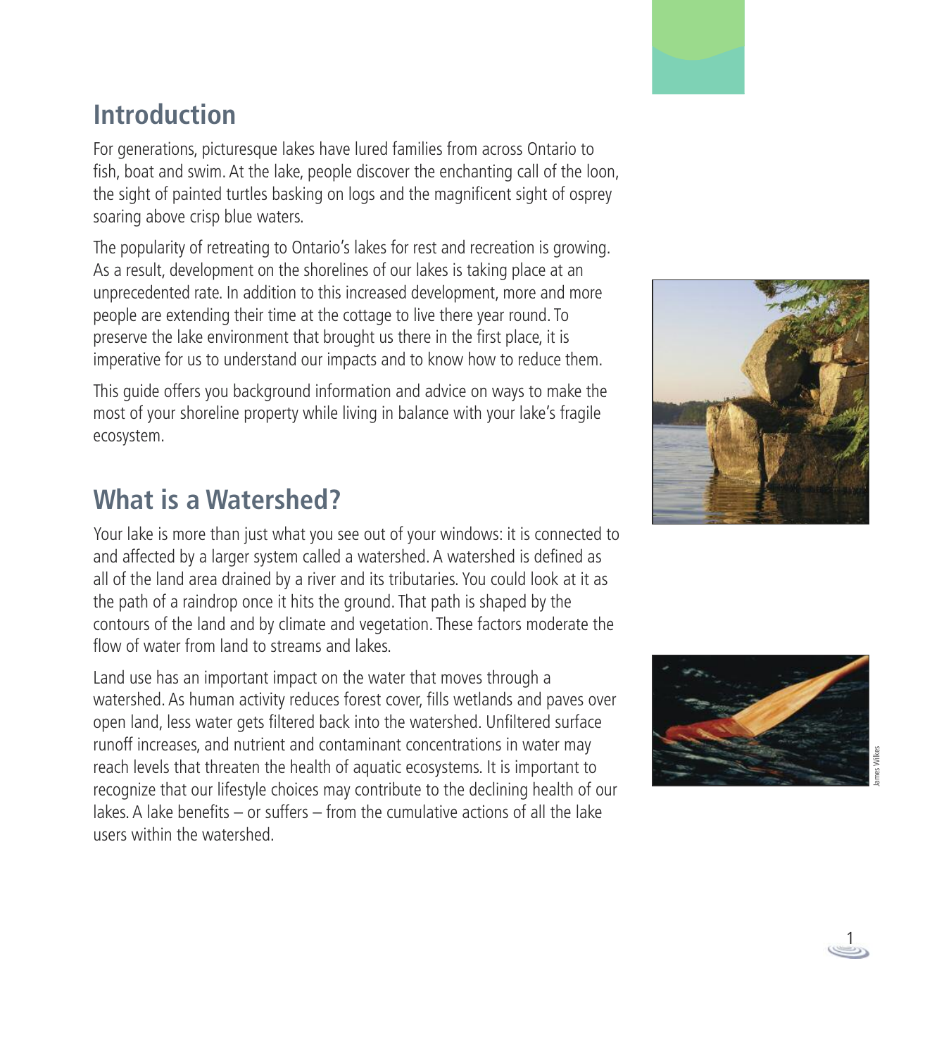## Introduction

For generations, picturesque lakes have lured families from across Ontario to fish, boat and swim. At the lake, people discover the enchanting call of the loon, the sight of painted turtles basking on logs and the magnificent sight of osprey soaring above crisp blue waters.

The popularity of retreating to Ontario's lakes for rest and recreation is growing. As a result, development on the shorelines of our lakes is taking place at an unprecedented rate. In addition to this increased development, more and more people are extending their time at the cottage to live there year round. To preserve the lake environment that brought us there in the first place, it is imperative for us to understand our impacts and to know how to reduce them.

This guide offers you background information and advice on ways to make the most of your shoreline property while living in balance with your lake's fragile ecosystem.

## What is a Watershed?

Your lake is more than just what you see out of your windows: it is connected to and affected by a larger system called a watershed. A watershed is defined as all of the land area drained by a river and its tributaries. You could look at it as the path of a raindrop once it hits the ground. That path is shaped by the contours of the land and by climate and vegetation. These factors moderate the flow of water from land to streams and lakes.

Land use has an important impact on the water that moves through a watershed. As human activity reduces forest cover, fills wetlands and paves over open land, less water gets filtered back into the watershed. Unfiltered surface runoff increases, and nutrient and contaminant concentrations in water may reach levels that threaten the health of aquatic ecosystems. It is important to recognize that our lifestyle choices may contribute to the declining health of our lakes. A lake benefits – or suffers – from the cumulative actions of all the lake users within the watershed.

James Wilkes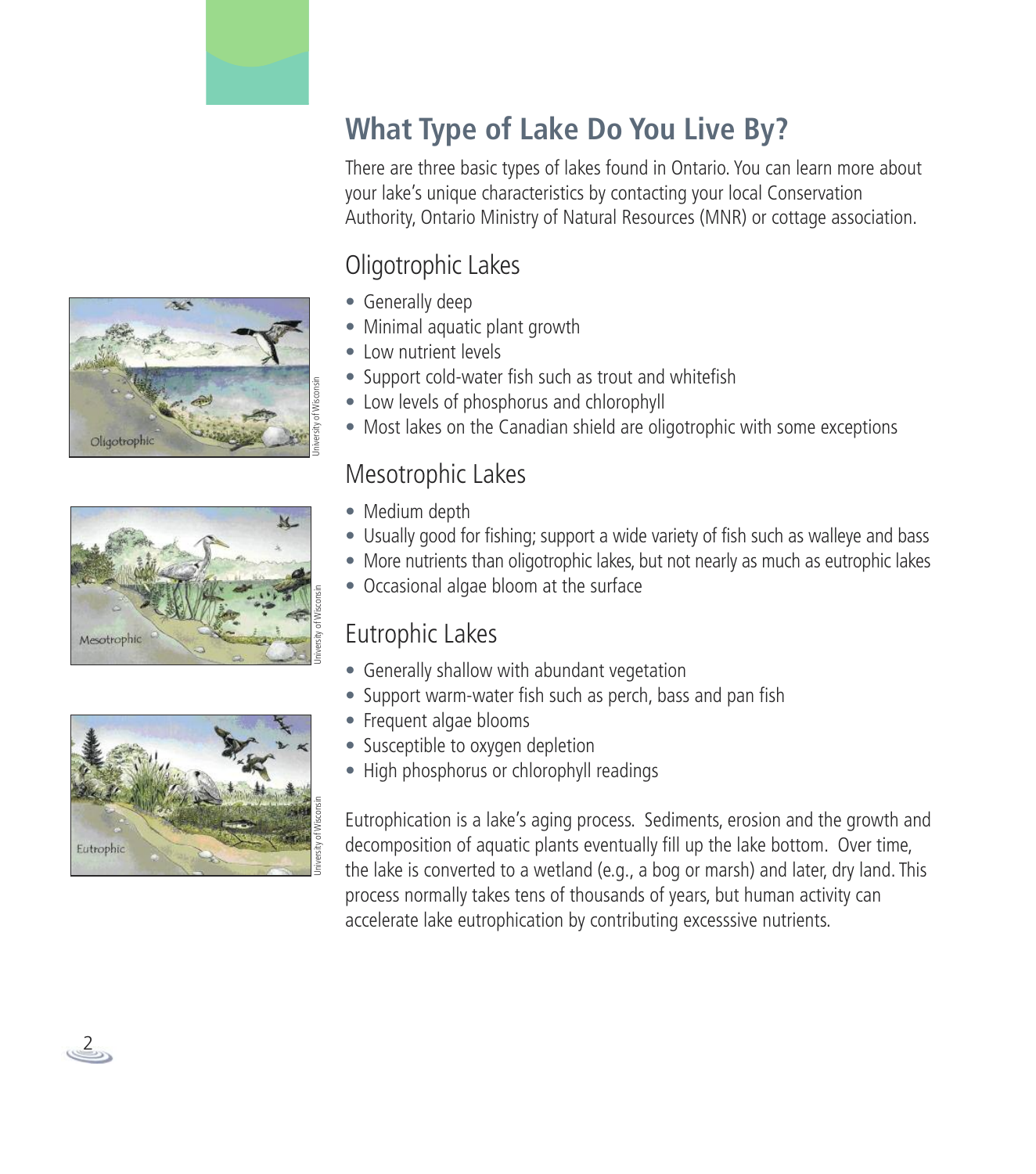# What Type of Lake Do You Live By?

There are three basic types of lakes found in Ontario. You can learn more about your lake's unique characteristics by contacting your local Conservation Authority, Ontario Ministry of Natural Resources (MNR) or cottage association.

## Oligotrophic Lakes

- Generally deep
- Minimal aquatic plant growth
- Low nutrient levels
- Support cold-water fish such as trout and whitefish
- Low levels of phosphorus and chlorophyll
- Most lakes on the Canadian shield are oligotrophic with some exceptions

## Mesotrophic Lakes

- Medium depth
- Usually good for fishing; support a wide variety of fish such as walleye and bass
- More nutrients than oligotrophic lakes, but not nearly as much as eutrophic lakes
- Occasional algae bloom at the surface

## Eutrophic Lakes

- Generally shallow with abundant vegetation
- Support warm-water fish such as perch, bass and pan fish
- Frequent algae blooms
- Susceptible to oxygen depletion
- High phosphorus or chlorophyll readings

Eutrophication is a lake's aging process. Sediments, erosion and the growth and decomposition of aquatic plants eventually fill up the lake bottom. Over time, the lake is converted to a wetland (e.g., a bog or marsh) and later, dry land. This process normally takes tens of thousands of years, but human activity can accelerate lake eutrophication by contributing excesssive nutrients.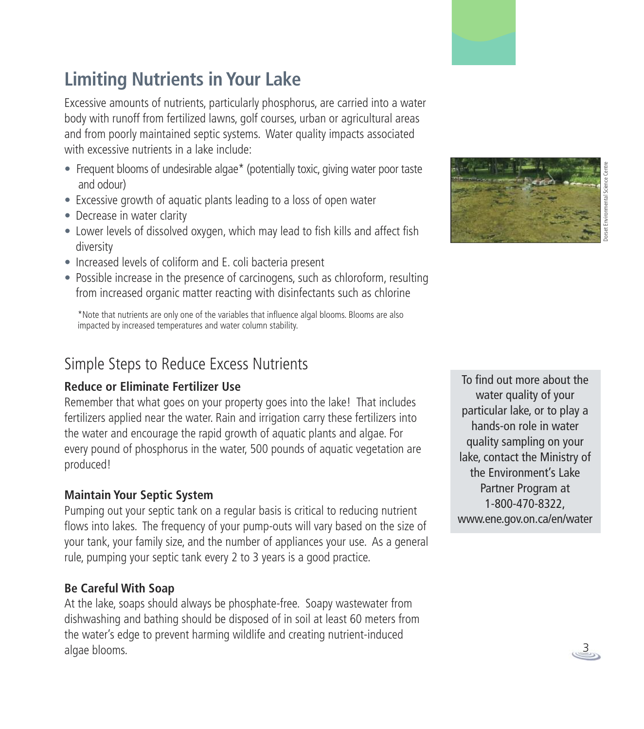# Limiting Nutrients in Your Lake

Excessive amounts of nutrients, particularly phosphorus, are carried into a water body with runoff from fertilized lawns, golf courses, urban or agricultural areas and from poorly maintained septic systems. Water quality impacts associated with excessive nutrients in a lake include:

- Frequent blooms of undesirable algae* (potentially toxic, giving water poor taste and odour)
- Excessive growth of aquatic plants leading to a loss of open water
- Decrease in water clarity
- Lower levels of dissolved oxygen, which may lead to fish kills and affect fish diversity
- Increased levels of coliform and E. coli bacteria present
- Possible increase in the presence of carcinogens, such as chloroform, resulting from increased organic matter reacting with disinfectants such as chlorine

*Note that nutrients are only one of the variables that influence algal blooms. Blooms are also impacted by increased temperatures and water column stability.

Dorset Environmental Science Centre

## Simple Steps to Reduce Excess Nutrients

**Reduce or Eliminate Fertilizer Use**

Remember that what goes on your property goes into the lake! That includes fertilizers applied near the water. Rain and irrigation carry these fertilizers into the water and encourage the rapid growth of aquatic plants and algae. For every pound of phosphorus in the water, 500 pounds of aquatic vegetation are produced!

**Maintain Your Septic System**

Pumping out your septic tank on a regular basis is critical to reducing nutrient flows into lakes. The frequency of your pump-outs will vary based on the size of your tank, your family size, and the number of appliances your use. As a general rule, pumping your septic tank every 2 to 3 years is a good practice.

**Be Careful With Soap**

At the lake, soaps should always be phosphate-free. Soapy wastewater from dishwashing and bathing should be disposed of in soil at least 60 meters from the water's edge to prevent harming wildlife and creating nutrient-induced algae blooms.

To find out more about the water quality of your particular lake, or to play a hands-on role in water quality sampling on your lake, contact the Ministry of the Environment's Lake Partner Program at 1-800-470-8322, www.ene.gov.on.ca/en/water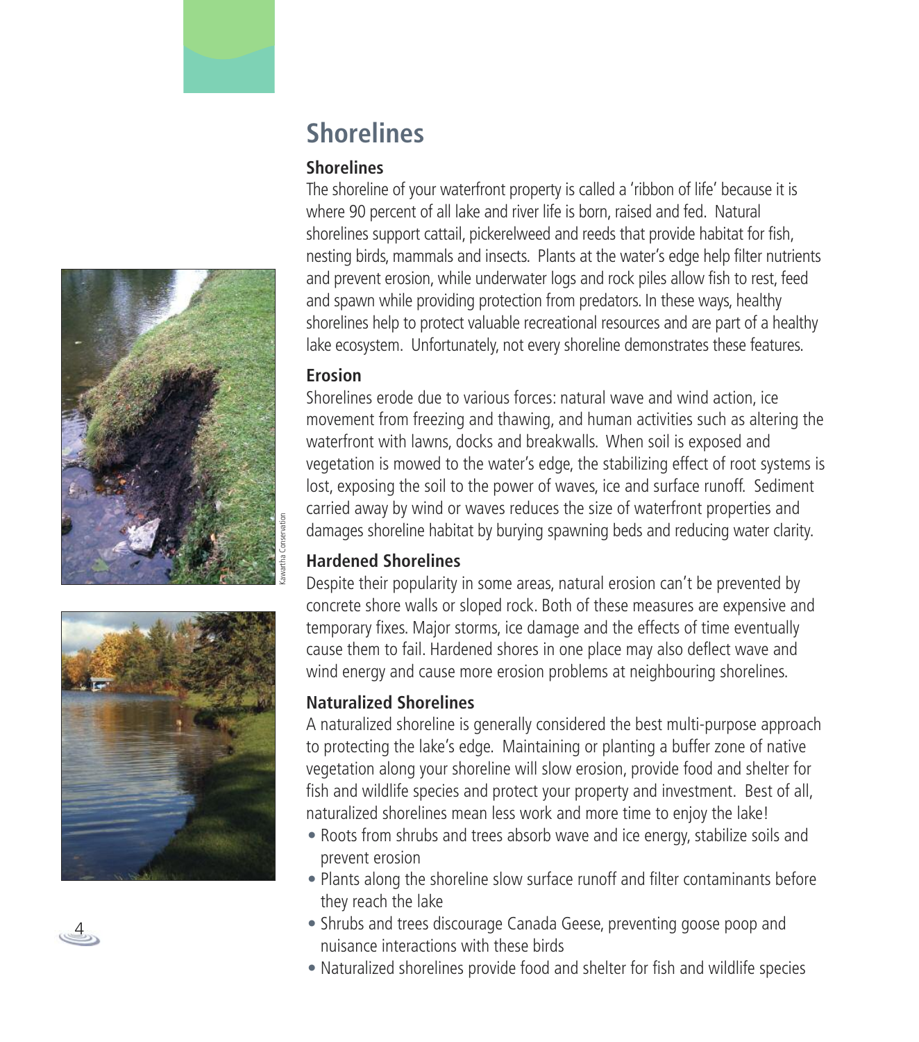# Shorelines

### Shorelines

The shoreline of your waterfront property is called a 'ribbon of life' because it is where 90 percent of all lake and river life is born, raised and fed. Natural shorelines support cattail, pickerelweed and reeds that provide habitat for fish, nesting birds, mammals and insects. Plants at the water's edge help filter nutrients and prevent erosion, while underwater logs and rock piles allow fish to rest, feed and spawn while providing protection from predators. In these ways, healthy shorelines help to protect valuable recreational resources and are part of a healthy lake ecosystem. Unfortunately, not every shoreline demonstrates these features.

### Erosion

Shorelines erode due to various forces: natural wave and wind action, ice movement from freezing and thawing, and human activities such as altering the waterfront with lawns, docks and breakwalls. When soil is exposed and vegetation is mowed to the water's edge, the stabilizing effect of root systems is lost, exposing the soil to the power of waves, ice and surface runoff. Sediment carried away by wind or waves reduces the size of waterfront properties and damages shoreline habitat by burying spawning beds and reducing water clarity.

### Hardened Shorelines

Despite their popularity in some areas, natural erosion can't be prevented by concrete shore walls or sloped rock. Both of these measures are expensive and temporary fixes. Major storms, ice damage and the effects of time eventually cause them to fail. Hardened shores in one place may also deflect wave and wind energy and cause more erosion problems at neighbouring shorelines.

### Naturalized Shorelines

A naturalized shoreline is generally considered the best multi-purpose approach to protecting the lake's edge. Maintaining or planting a buffer zone of native vegetation along your shoreline will slow erosion, provide food and shelter for fish and wildlife species and protect your property and investment. Best of all, naturalized shorelines mean less work and more time to enjoy the lake!

- Roots from shrubs and trees absorb wave and ice energy, stabilize soils and prevent erosion
- Plants along the shoreline slow surface runoff and filter contaminants before they reach the lake
- Shrubs and trees discourage Canada Geese, preventing goose poop and nuisance interactions with these birds
- Naturalized shorelines provide food and shelter for fish and wildlife species

Kawartha Conservation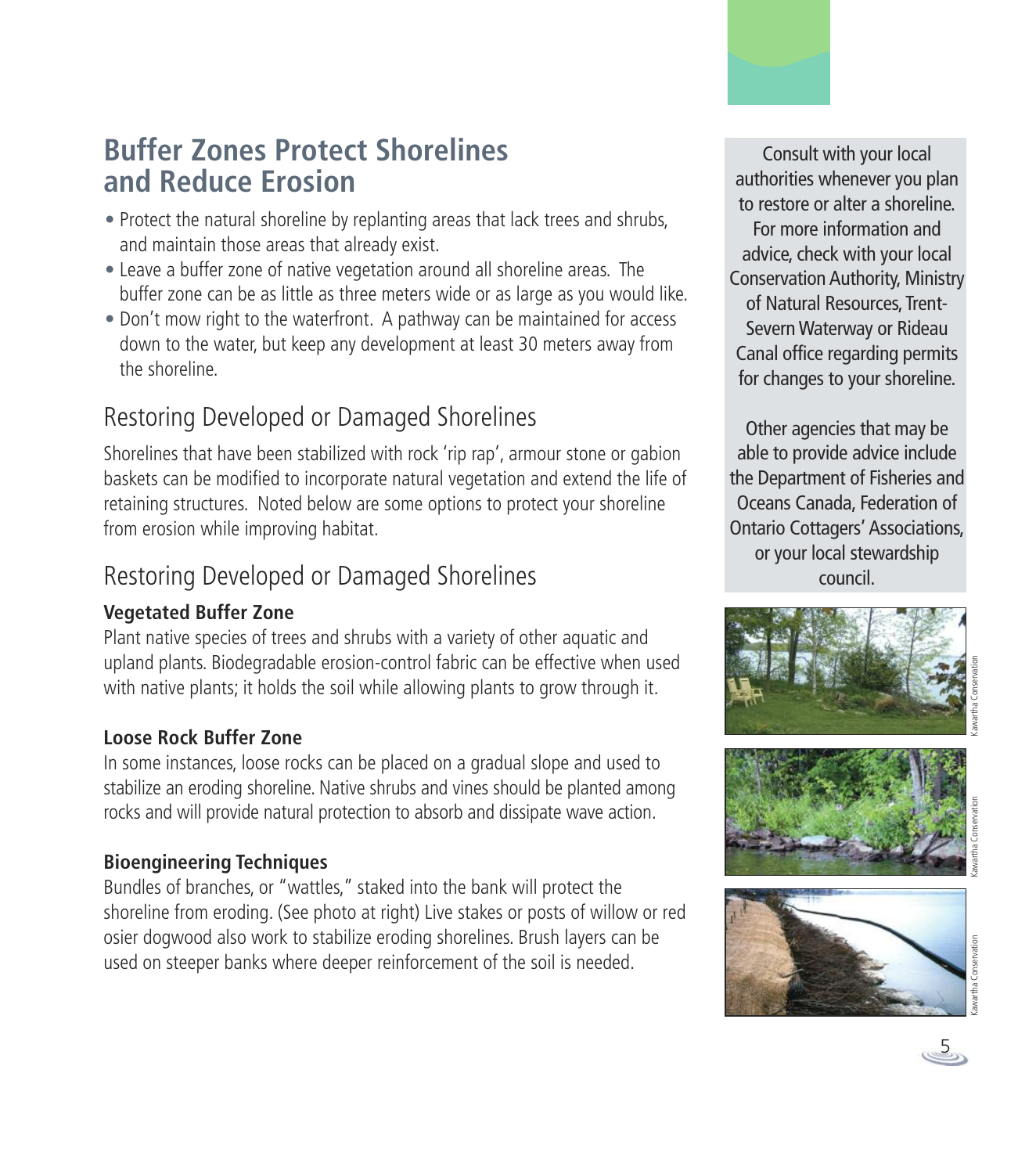## Buffer Zones Protect Shorelines and Reduce Erosion

- Protect the natural shoreline by replanting areas that lack trees and shrubs, and maintain those areas that already exist.
- Leave a buffer zone of native vegetation around all shoreline areas. The buffer zone can be as little as three meters wide or as large as you would like.
- Don't mow right to the waterfront. A pathway can be maintained for access down to the water, but keep any development at least 30 meters away from the shoreline.

### Restoring Developed or Damaged Shorelines

Shorelines that have been stabilized with rock 'rip rap', armour stone or gabion baskets can be modified to incorporate natural vegetation and extend the life of retaining structures. Noted below are some options to protect your shoreline from erosion while improving habitat.

### Restoring Developed or Damaged Shorelines

**Vegetated Buffer Zone**
Plant native species of trees and shrubs with a variety of other aquatic and upland plants. Biodegradable erosion-control fabric can be effective when used with native plants; it holds the soil while allowing plants to grow through it.

**Loose Rock Buffer Zone**
In some instances, loose rocks can be placed on a gradual slope and used to stabilize an eroding shoreline. Native shrubs and vines should be planted among rocks and will provide natural protection to absorb and dissipate wave action.

**Bioengineering Techniques**
Bundles of branches, or "wattles," staked into the bank will protect the shoreline from eroding. (See photo at right) Live stakes or posts of willow or red osier dogwood also work to stabilize eroding shorelines. Brush layers can be used on steeper banks where deeper reinforcement of the soil is needed.

Consult with your local authorities whenever you plan to restore or alter a shoreline. For more information and advice, check with your local Conservation Authority, Ministry of Natural Resources, Trent-Severn Waterway or Rideau Canal office regarding permits for changes to your shoreline.

Other agencies that may be able to provide advice include the Department of Fisheries and Oceans Canada, Federation of Ontario Cottagers' Associations, or your local stewardship council.

Kawartha Conservation

Kawartha Conservation

Kawartha Conservation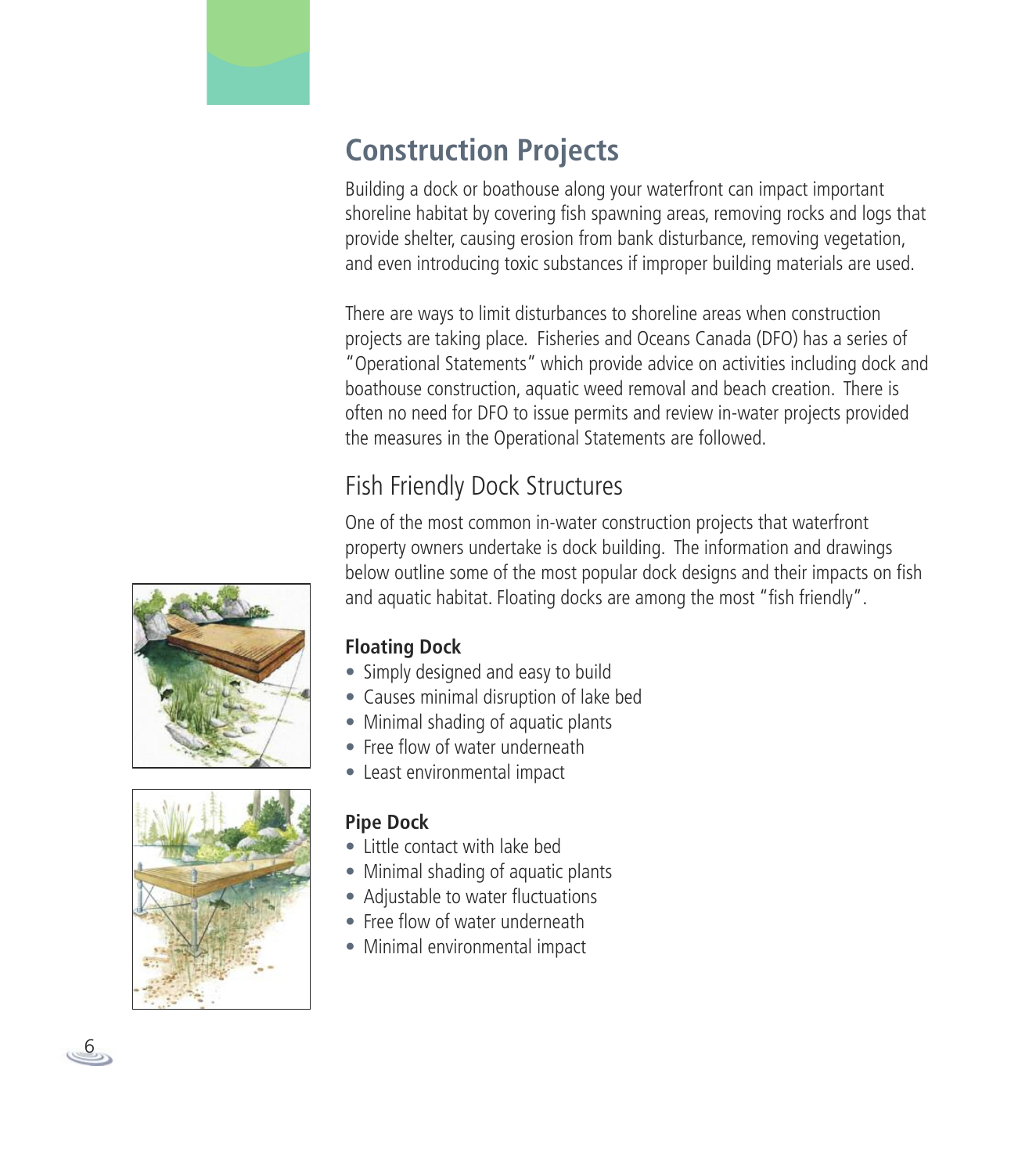## Construction Projects

Building a dock or boathouse along your waterfront can impact important shoreline habitat by covering fish spawning areas, removing rocks and logs that provide shelter, causing erosion from bank disturbance, removing vegetation, and even introducing toxic substances if improper building materials are used.

There are ways to limit disturbances to shoreline areas when construction projects are taking place. Fisheries and Oceans Canada (DFO) has a series of "Operational Statements" which provide advice on activities including dock and boathouse construction, aquatic weed removal and beach creation. There is often no need for DFO to issue permits and review in-water projects provided the measures in the Operational Statements are followed.

### Fish Friendly Dock Structures

One of the most common in-water construction projects that waterfront property owners undertake is dock building. The information and drawings below outline some of the most popular dock designs and their impacts on fish and aquatic habitat. Floating docks are among the most "fish friendly".

**Floating Dock**

- Simply designed and easy to build
- Causes minimal disruption of lake bed
- Minimal shading of aquatic plants
- Free flow of water underneath
- Least environmental impact

**Pipe Dock**

- Little contact with lake bed
- Minimal shading of aquatic plants
- Adjustable to water fluctuations
- Free flow of water underneath
- Minimal environmental impact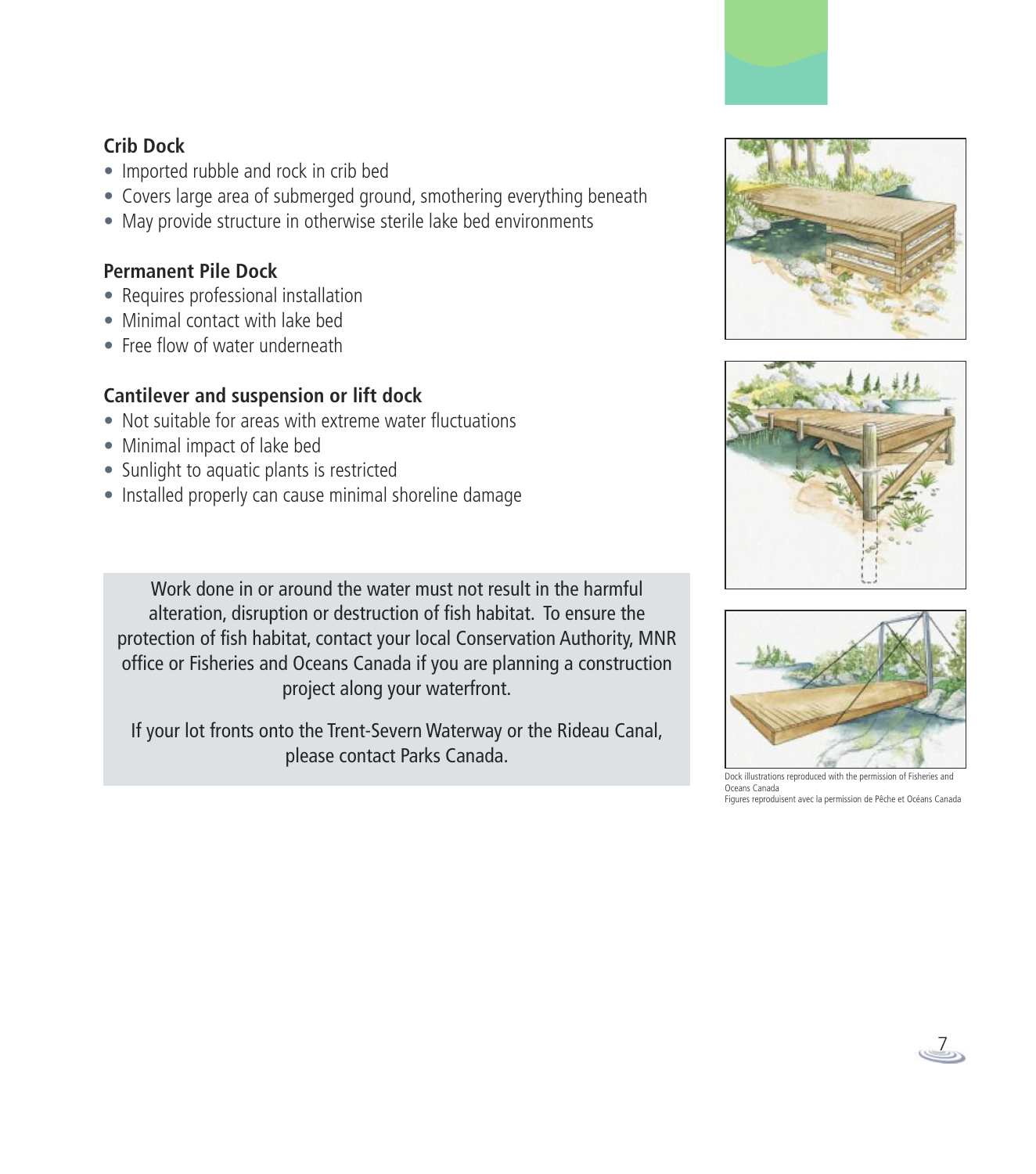### Crib Dock

- Imported rubble and rock in crib bed
- Covers large area of submerged ground, smothering everything beneath
- May provide structure in otherwise sterile lake bed environments

### Permanent Pile Dock

- Requires professional installation
- Minimal contact with lake bed
- Free flow of water underneath

### Cantilever and suspension or lift dock

- Not suitable for areas with extreme water fluctuations
- Minimal impact of lake bed
- Sunlight to aquatic plants is restricted
- Installed properly can cause minimal shoreline damage

Work done in or around the water must not result in the harmful alteration, disruption or destruction of fish habitat. To ensure the protection of fish habitat, contact your local Conservation Authority, MNR office or Fisheries and Oceans Canada if you are planning a construction project along your waterfront.

If your lot fronts onto the Trent-Severn Waterway or the Rideau Canal, please contact Parks Canada.

Dock illustrations reproduced with the permission of Fisheries and Oceans Canada
Figures reproduisent avec la permission de Pêche et Océans Canada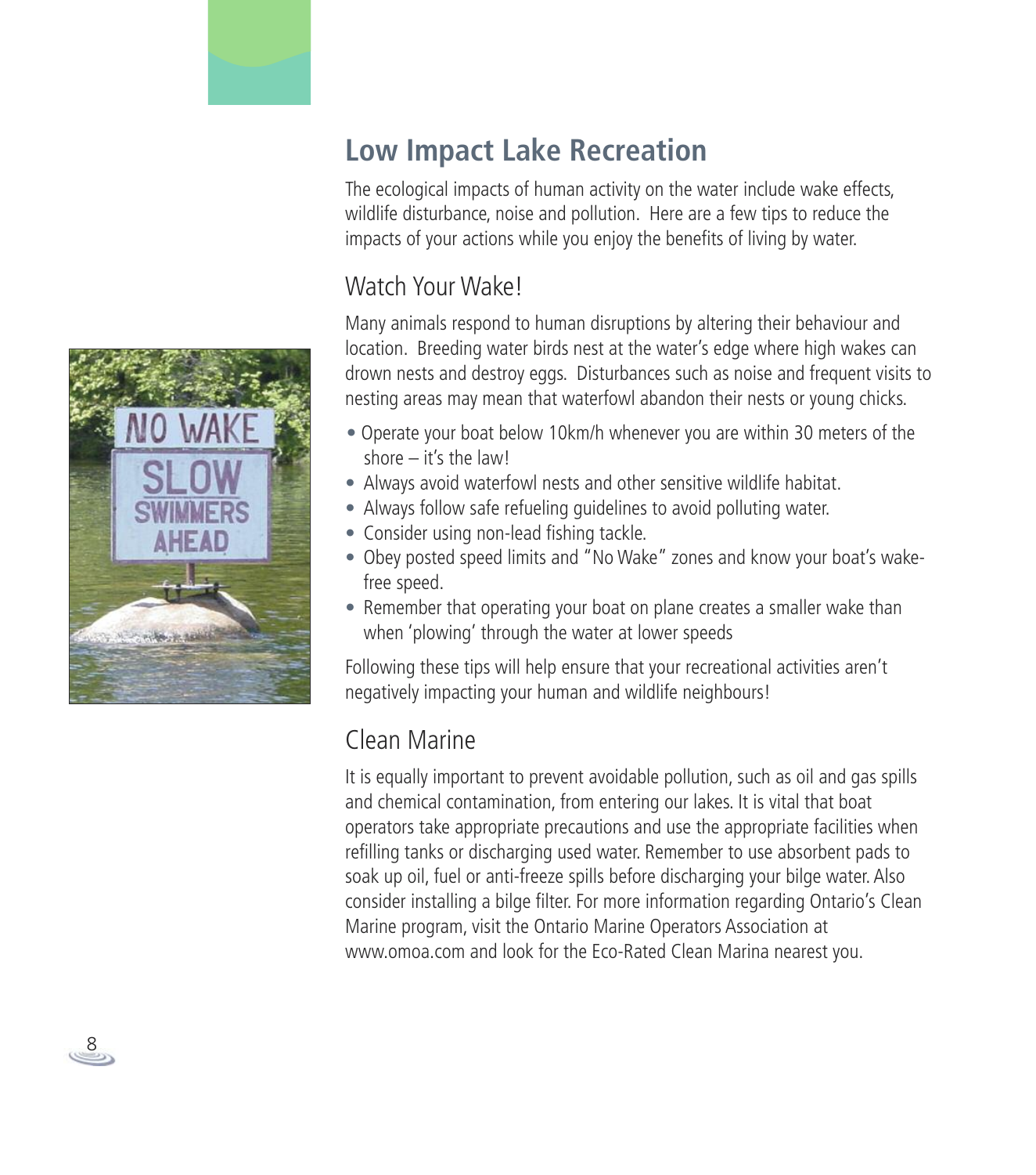## Low Impact Lake Recreation

The ecological impacts of human activity on the water include wake effects, wildlife disturbance, noise and pollution. Here are a few tips to reduce the impacts of your actions while you enjoy the benefits of living by water.

### Watch Your Wake!

Many animals respond to human disruptions by altering their behaviour and location. Breeding water birds nest at the water's edge where high wakes can drown nests and destroy eggs. Disturbances such as noise and frequent visits to nesting areas may mean that waterfowl abandon their nests or young chicks.

- Operate your boat below 10km/h whenever you are within 30 meters of the shore – it's the law!
- Always avoid waterfowl nests and other sensitive wildlife habitat.
- Always follow safe refueling guidelines to avoid polluting water.
- Consider using non-lead fishing tackle.
- Obey posted speed limits and "No Wake" zones and know your boat's wake-free speed.
- Remember that operating your boat on plane creates a smaller wake than when 'plowing' through the water at lower speeds

Following these tips will help ensure that your recreational activities aren't negatively impacting your human and wildlife neighbours!

### Clean Marine

It is equally important to prevent avoidable pollution, such as oil and gas spills and chemical contamination, from entering our lakes. It is vital that boat operators take appropriate precautions and use the appropriate facilities when refilling tanks or discharging used water. Remember to use absorbent pads to soak up oil, fuel or anti-freeze spills before discharging your bilge water. Also consider installing a bilge filter. For more information regarding Ontario's Clean Marine program, visit the Ontario Marine Operators Association at www.omoa.com and look for the Eco-Rated Clean Marina nearest you.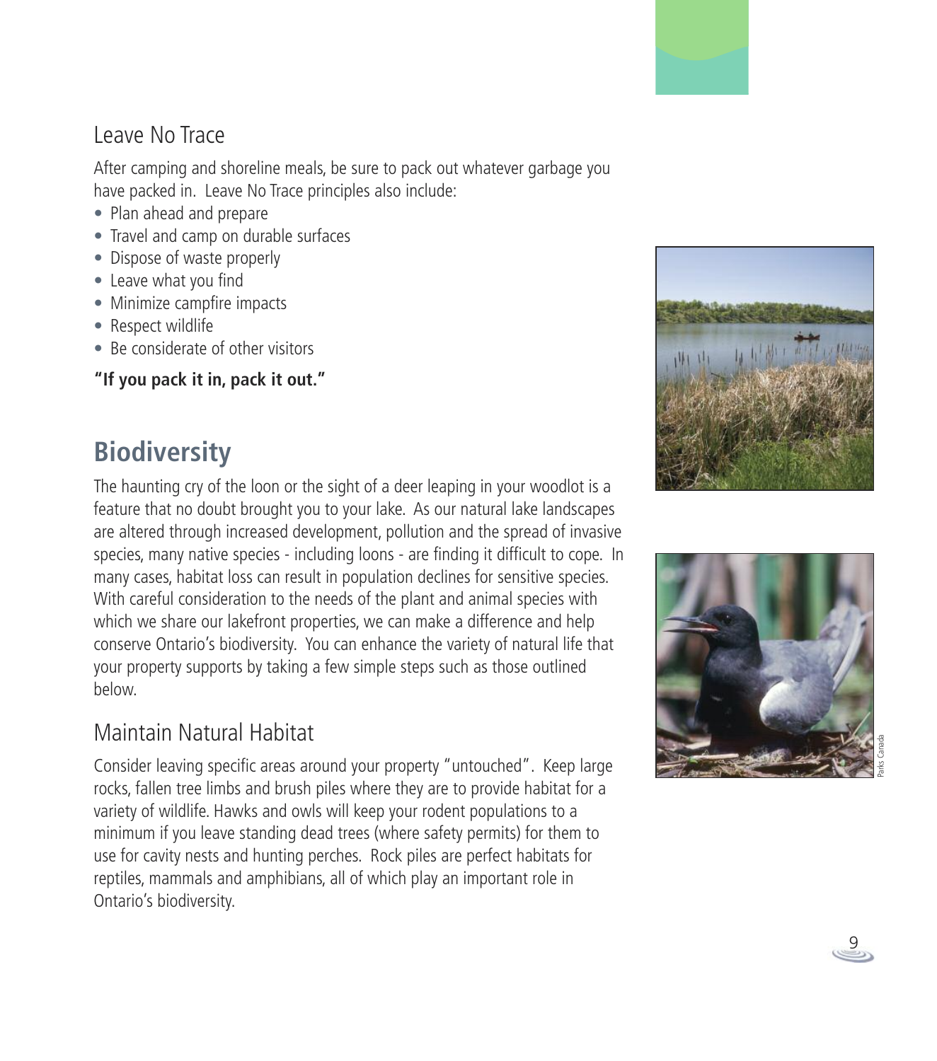### Leave No Trace

After camping and shoreline meals, be sure to pack out whatever garbage you have packed in. Leave No Trace principles also include:

- Plan ahead and prepare
- Travel and camp on durable surfaces
- Dispose of waste properly
- Leave what you find
- Minimize campfire impacts
- Respect wildlife
- Be considerate of other visitors

**"If you pack it in, pack it out."**

## Biodiversity

The haunting cry of the loon or the sight of a deer leaping in your woodlot is a feature that no doubt brought you to your lake. As our natural lake landscapes are altered through increased development, pollution and the spread of invasive species, many native species - including loons - are finding it difficult to cope. In many cases, habitat loss can result in population declines for sensitive species. With careful consideration to the needs of the plant and animal species with which we share our lakefront properties, we can make a difference and help conserve Ontario's biodiversity. You can enhance the variety of natural life that your property supports by taking a few simple steps such as those outlined below.

### Maintain Natural Habitat

Consider leaving specific areas around your property "untouched". Keep large rocks, fallen tree limbs and brush piles where they are to provide habitat for a variety of wildlife. Hawks and owls will keep your rodent populations to a minimum if you leave standing dead trees (where safety permits) for them to use for cavity nests and hunting perches. Rock piles are perfect habitats for reptiles, mammals and amphibians, all of which play an important role in Ontario's biodiversity.

Parks Canada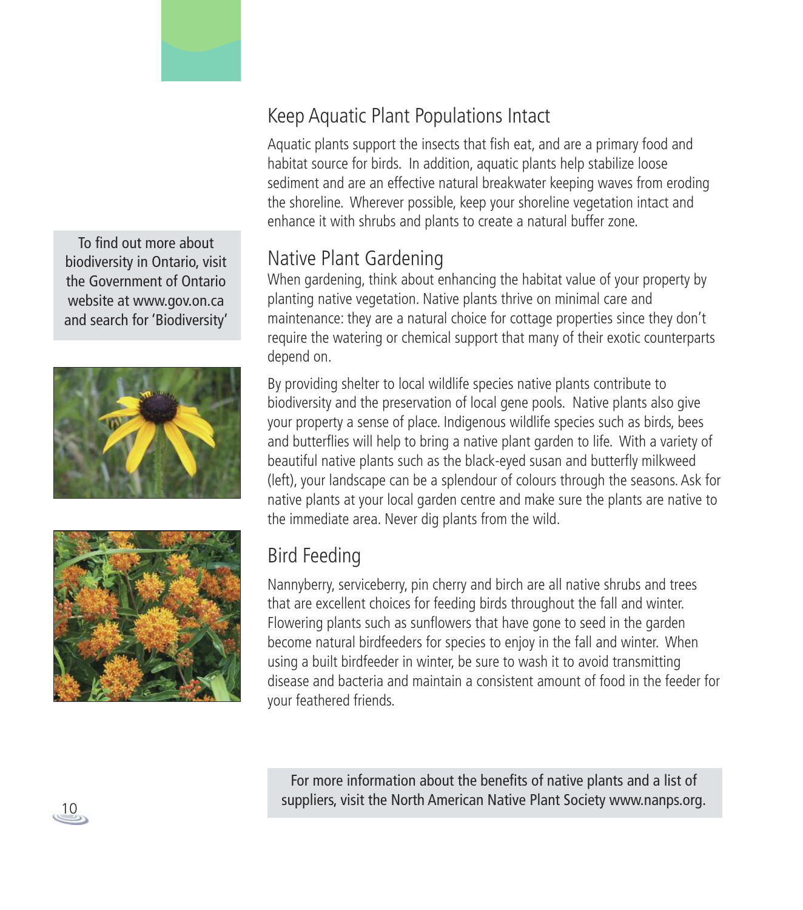## Keep Aquatic Plant Populations Intact

Aquatic plants support the insects that fish eat, and are a primary food and habitat source for birds. In addition, aquatic plants help stabilize loose sediment and are an effective natural breakwater keeping waves from eroding the shoreline. Wherever possible, keep your shoreline vegetation intact and enhance it with shrubs and plants to create a natural buffer zone.

To find out more about biodiversity in Ontario, visit the Government of Ontario website at www.gov.on.ca and search for 'Biodiversity'

## Native Plant Gardening

When gardening, think about enhancing the habitat value of your property by planting native vegetation. Native plants thrive on minimal care and maintenance: they are a natural choice for cottage properties since they don't require the watering or chemical support that many of their exotic counterparts depend on.

By providing shelter to local wildlife species native plants contribute to biodiversity and the preservation of local gene pools. Native plants also give your property a sense of place. Indigenous wildlife species such as birds, bees and butterflies will help to bring a native plant garden to life. With a variety of beautiful native plants such as the black-eyed susan and butterfly milkweed (left), your landscape can be a splendour of colours through the seasons. Ask for native plants at your local garden centre and make sure the plants are native to the immediate area. Never dig plants from the wild.

## Bird Feeding

Nannyberry, serviceberry, pin cherry and birch are all native shrubs and trees that are excellent choices for feeding birds throughout the fall and winter. Flowering plants such as sunflowers that have gone to seed in the garden become natural birdfeeders for species to enjoy in the fall and winter. When using a built birdfeeder in winter, be sure to wash it to avoid transmitting disease and bacteria and maintain a consistent amount of food in the feeder for your feathered friends.

For more information about the benefits of native plants and a list of suppliers, visit the North American Native Plant Society www.nanps.org.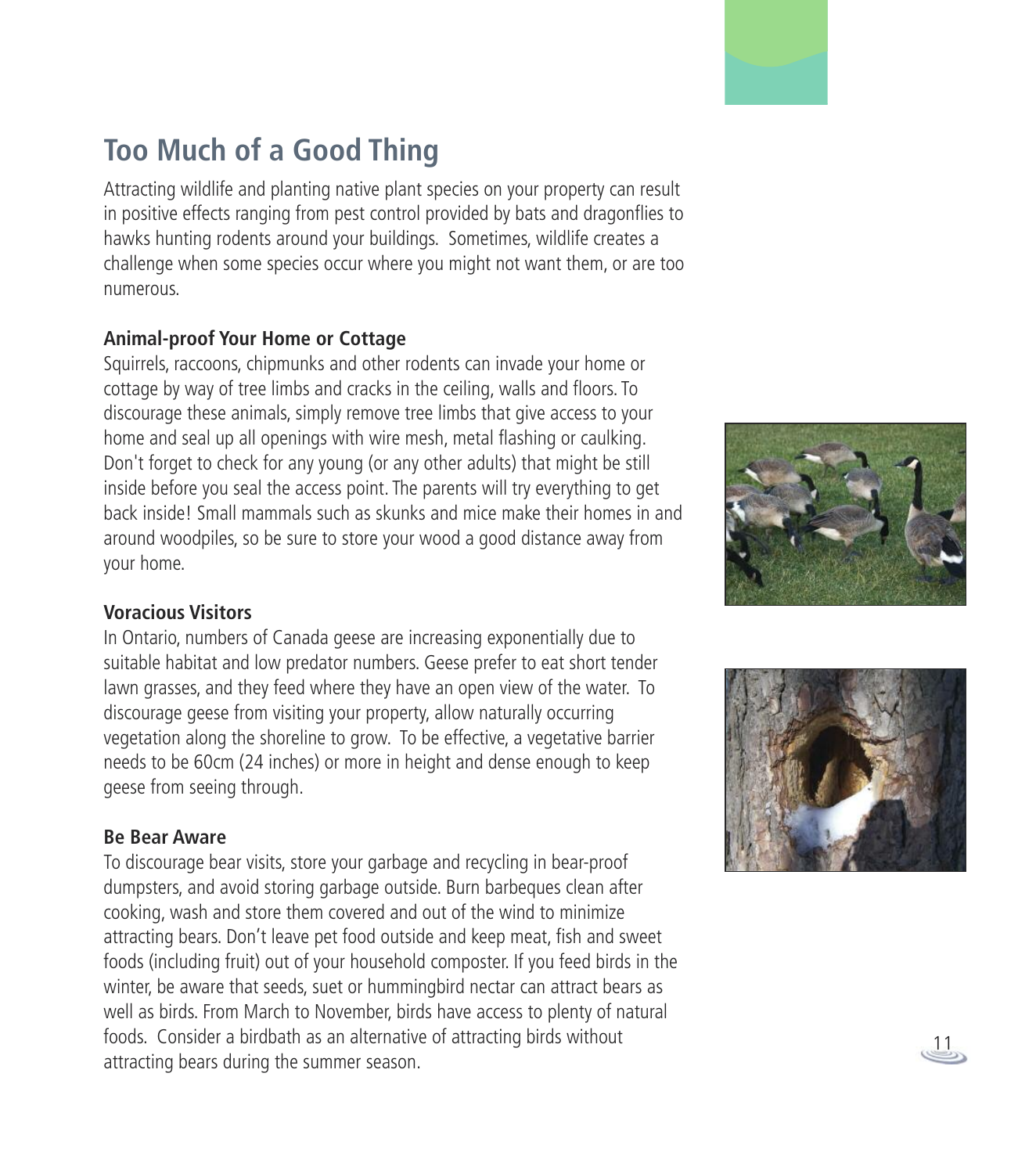# Too Much of a Good Thing

Attracting wildlife and planting native plant species on your property can result in positive effects ranging from pest control provided by bats and dragonflies to hawks hunting rodents around your buildings. Sometimes, wildlife creates a challenge when some species occur where you might not want them, or are too numerous.

### Animal-proof Your Home or Cottage

Squirrels, raccoons, chipmunks and other rodents can invade your home or cottage by way of tree limbs and cracks in the ceiling, walls and floors. To discourage these animals, simply remove tree limbs that give access to your home and seal up all openings with wire mesh, metal flashing or caulking. Don't forget to check for any young (or any other adults) that might be still inside before you seal the access point. The parents will try everything to get back inside! Small mammals such as skunks and mice make their homes in and around woodpiles, so be sure to store your wood a good distance away from your home.

### Voracious Visitors

In Ontario, numbers of Canada geese are increasing exponentially due to suitable habitat and low predator numbers. Geese prefer to eat short tender lawn grasses, and they feed where they have an open view of the water. To discourage geese from visiting your property, allow naturally occurring vegetation along the shoreline to grow. To be effective, a vegetative barrier needs to be 60cm (24 inches) or more in height and dense enough to keep geese from seeing through.

### Be Bear Aware

To discourage bear visits, store your garbage and recycling in bear-proof dumpsters, and avoid storing garbage outside. Burn barbeques clean after cooking, wash and store them covered and out of the wind to minimize attracting bears. Don't leave pet food outside and keep meat, fish and sweet foods (including fruit) out of your household composter. If you feed birds in the winter, be aware that seeds, suet or hummingbird nectar can attract bears as well as birds. From March to November, birds have access to plenty of natural foods. Consider a birdbath as an alternative of attracting birds without attracting bears during the summer season.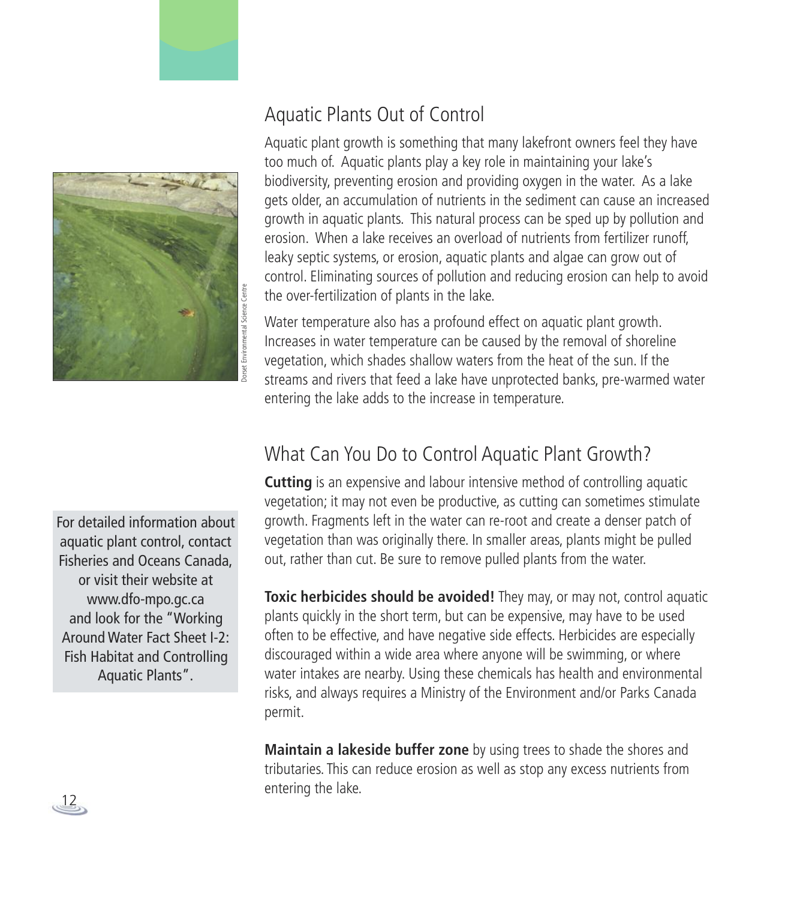## Aquatic Plants Out of Control

Aquatic plant growth is something that many lakefront owners feel they have too much of. Aquatic plants play a key role in maintaining your lake's biodiversity, preventing erosion and providing oxygen in the water. As a lake gets older, an accumulation of nutrients in the sediment can cause an increased growth in aquatic plants. This natural process can be sped up by pollution and erosion. When a lake receives an overload of nutrients from fertilizer runoff, leaky septic systems, or erosion, aquatic plants and algae can grow out of control. Eliminating sources of pollution and reducing erosion can help to avoid the over-fertilization of plants in the lake.

Water temperature also has a profound effect on aquatic plant growth. Increases in water temperature can be caused by the removal of shoreline vegetation, which shades shallow waters from the heat of the sun. If the streams and rivers that feed a lake have unprotected banks, pre-warmed water entering the lake adds to the increase in temperature.

Dorset Environmental Science Centre

## What Can You Do to Control Aquatic Plant Growth?

**Cutting** is an expensive and labour intensive method of controlling aquatic vegetation; it may not even be productive, as cutting can sometimes stimulate growth. Fragments left in the water can re-root and create a denser patch of vegetation than was originally there. In smaller areas, plants might be pulled out, rather than cut. Be sure to remove pulled plants from the water.

**Toxic herbicides should be avoided!** They may, or may not, control aquatic plants quickly in the short term, but can be expensive, may have to be used often to be effective, and have negative side effects. Herbicides are especially discouraged within a wide area where anyone will be swimming, or where water intakes are nearby. Using these chemicals has health and environmental risks, and always requires a Ministry of the Environment and/or Parks Canada permit.

**Maintain a lakeside buffer zone** by using trees to shade the shores and tributaries. This can reduce erosion as well as stop any excess nutrients from entering the lake.

For detailed information about aquatic plant control, contact Fisheries and Oceans Canada, or visit their website at www.dfo-mpo.gc.ca and look for the "Working Around Water Fact Sheet I-2: Fish Habitat and Controlling Aquatic Plants".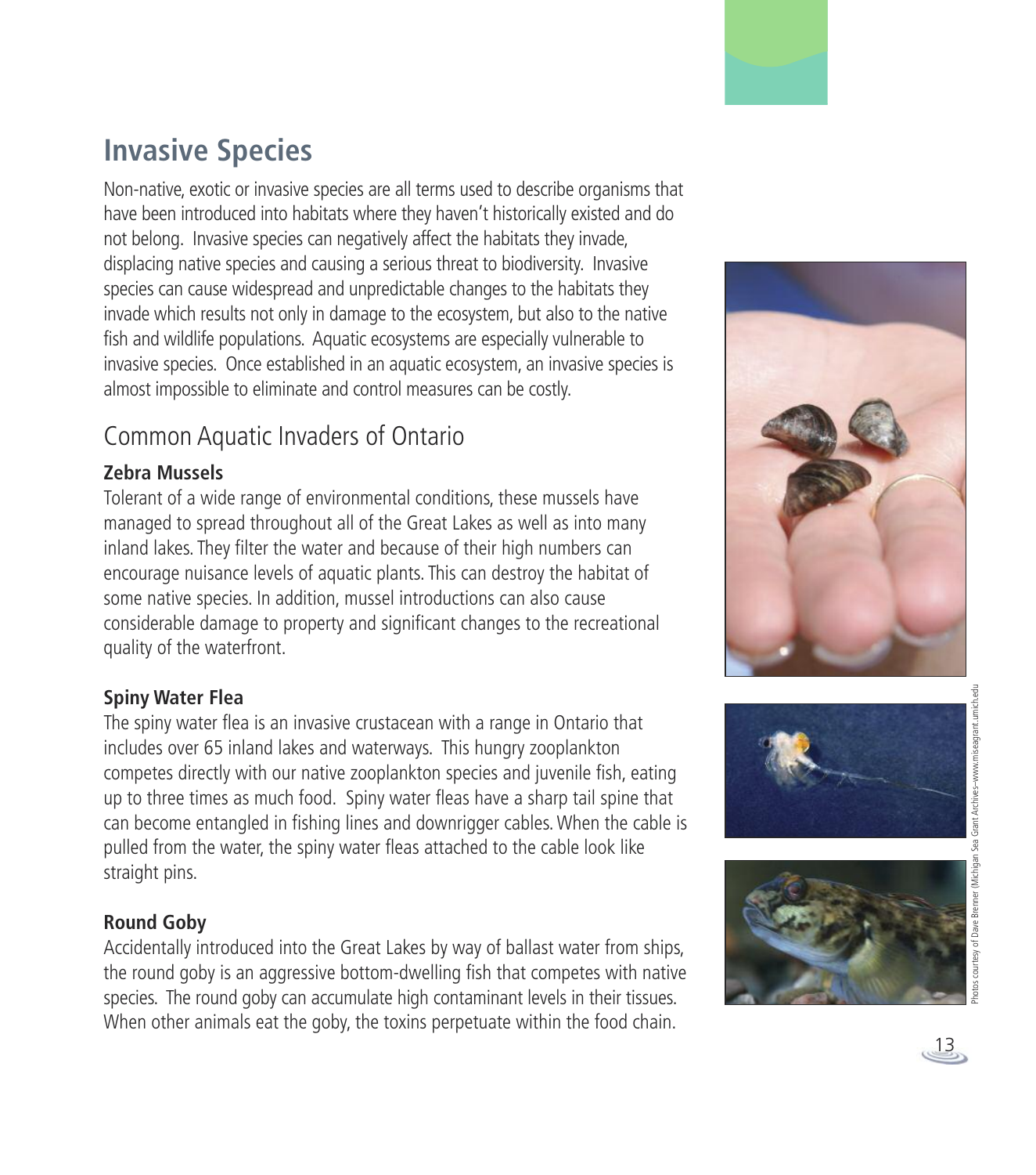# Invasive Species

Non-native, exotic or invasive species are all terms used to describe organisms that have been introduced into habitats where they haven't historically existed and do not belong. Invasive species can negatively affect the habitats they invade, displacing native species and causing a serious threat to biodiversity. Invasive species can cause widespread and unpredictable changes to the habitats they invade which results not only in damage to the ecosystem, but also to the native fish and wildlife populations. Aquatic ecosystems are especially vulnerable to invasive species. Once established in an aquatic ecosystem, an invasive species is almost impossible to eliminate and control measures can be costly.

## Common Aquatic Invaders of Ontario

**Zebra Mussels**

Tolerant of a wide range of environmental conditions, these mussels have managed to spread throughout all of the Great Lakes as well as into many inland lakes. They filter the water and because of their high numbers can encourage nuisance levels of aquatic plants. This can destroy the habitat of some native species. In addition, mussel introductions can also cause considerable damage to property and significant changes to the recreational quality of the waterfront.

**Spiny Water Flea**

The spiny water flea is an invasive crustacean with a range in Ontario that includes over 65 inland lakes and waterways. This hungry zooplankton competes directly with our native zooplankton species and juvenile fish, eating up to three times as much food. Spiny water fleas have a sharp tail spine that can become entangled in fishing lines and downrigger cables. When the cable is pulled from the water, the spiny water fleas attached to the cable look like straight pins.

**Round Goby**

Accidentally introduced into the Great Lakes by way of ballast water from ships, the round goby is an aggressive bottom-dwelling fish that competes with native species. The round goby can accumulate high contaminant levels in their tissues. When other animals eat the goby, the toxins perpetuate within the food chain.

Photos courtesy of Dave Brenner (Michigan Sea Grant Archives–www.miseagrant.umich.edu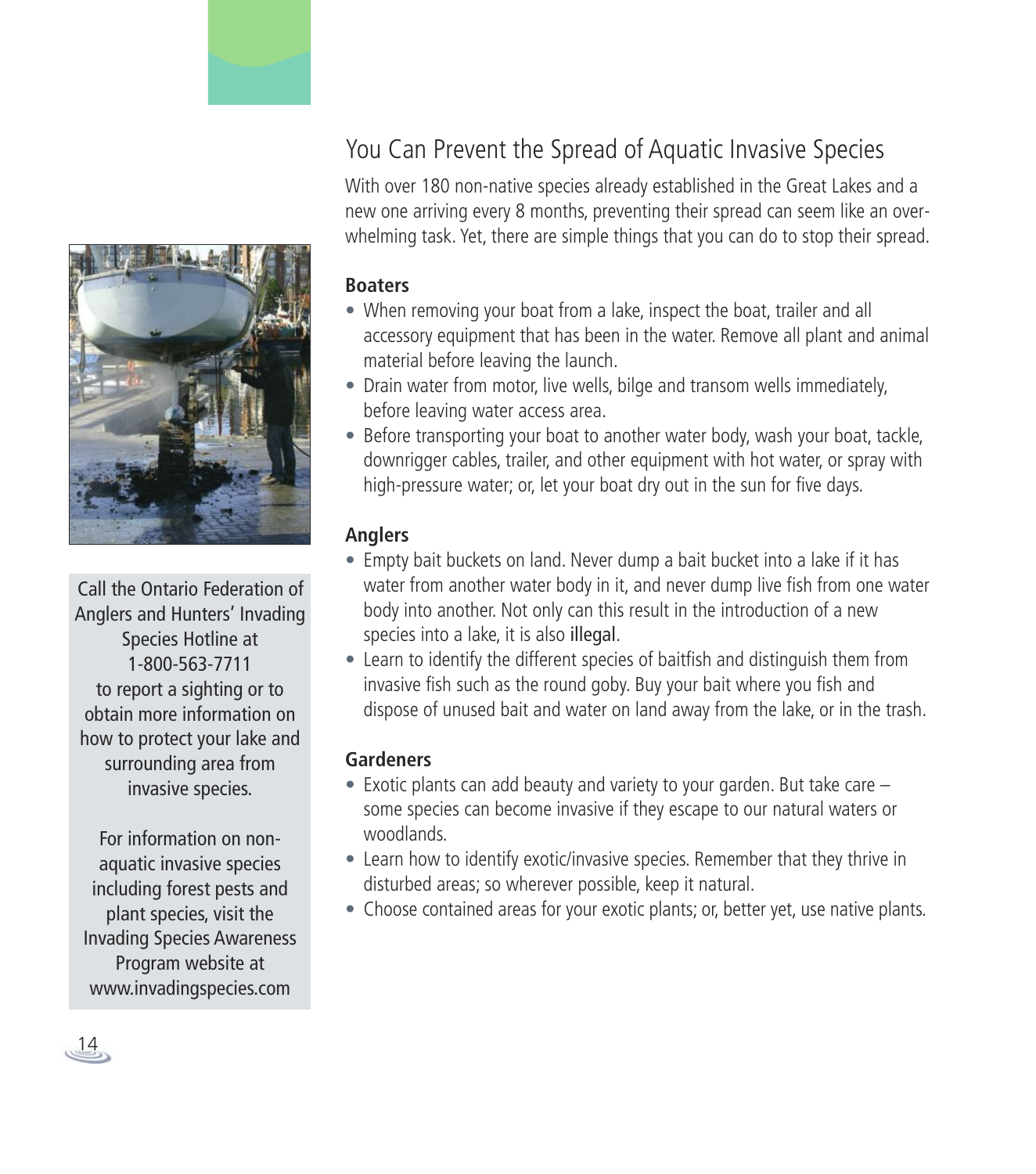## You Can Prevent the Spread of Aquatic Invasive Species

With over 180 non-native species already established in the Great Lakes and a new one arriving every 8 months, preventing their spread can seem like an overwhelming task. Yet, there are simple things that you can do to stop their spread.

### Boaters

- When removing your boat from a lake, inspect the boat, trailer and all accessory equipment that has been in the water. Remove all plant and animal material before leaving the launch.
- Drain water from motor, live wells, bilge and transom wells immediately, before leaving water access area.
- Before transporting your boat to another water body, wash your boat, tackle, downrigger cables, trailer, and other equipment with hot water, or spray with high-pressure water; or, let your boat dry out in the sun for five days.

### Anglers

- Empty bait buckets on land. Never dump a bait bucket into a lake if it has water from another water body in it, and never dump live fish from one water body into another. Not only can this result in the introduction of a new species into a lake, it is also illegal.
- Learn to identify the different species of baitfish and distinguish them from invasive fish such as the round goby. Buy your bait where you fish and dispose of unused bait and water on land away from the lake, or in the trash.

### Gardeners

- Exotic plants can add beauty and variety to your garden. But take care – some species can become invasive if they escape to our natural waters or woodlands.
- Learn how to identify exotic/invasive species. Remember that they thrive in disturbed areas; so wherever possible, keep it natural.
- Choose contained areas for your exotic plants; or, better yet, use native plants.

Call the Ontario Federation of Anglers and Hunters' Invading Species Hotline at 1-800-563-7711 to report a sighting or to obtain more information on how to protect your lake and surrounding area from invasive species.

For information on non-aquatic invasive species including forest pests and plant species, visit the Invading Species Awareness Program website at www.invadingspecies.com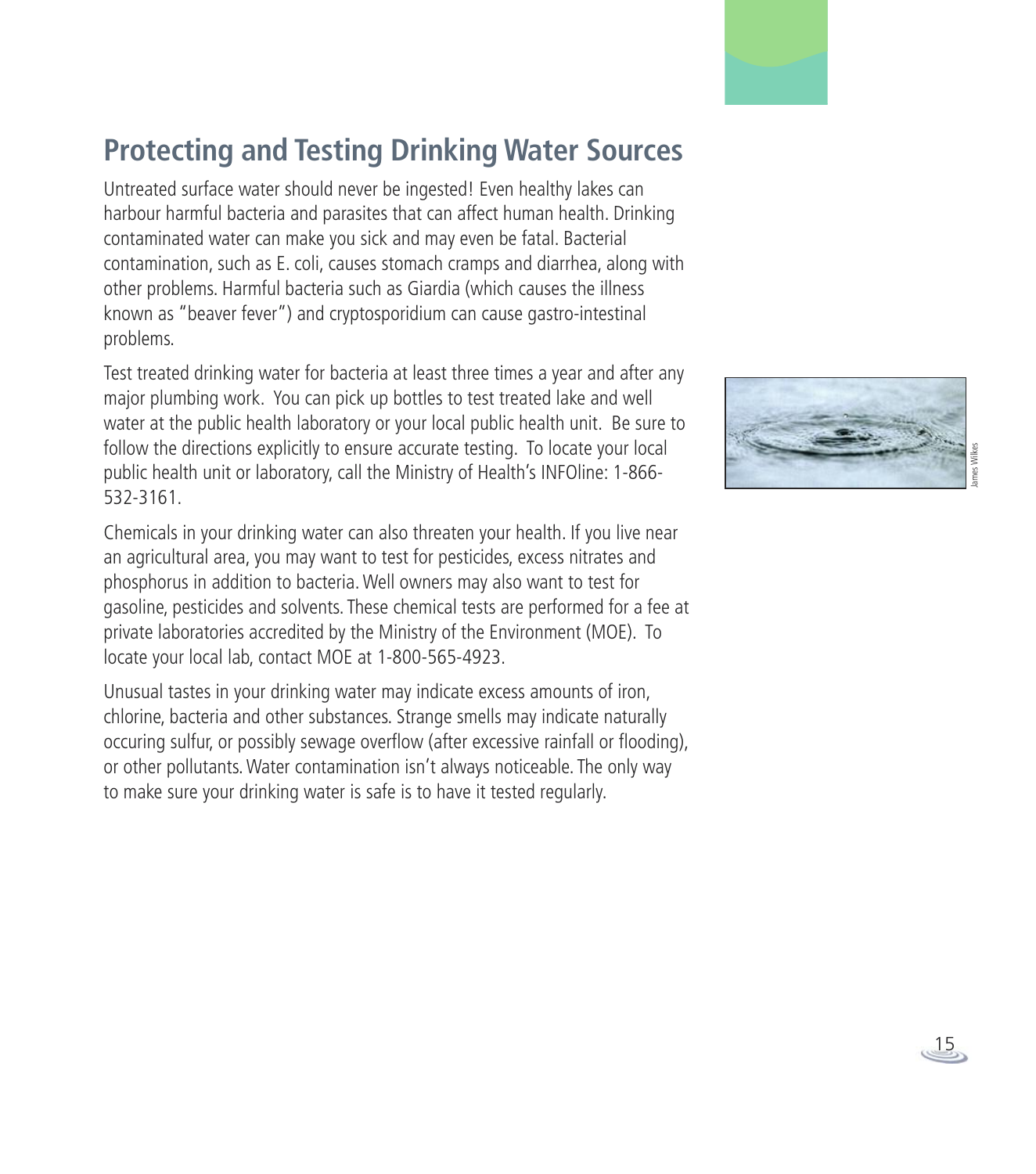## Protecting and Testing Drinking Water Sources

Untreated surface water should never be ingested! Even healthy lakes can harbour harmful bacteria and parasites that can affect human health. Drinking contaminated water can make you sick and may even be fatal. Bacterial contamination, such as E. coli, causes stomach cramps and diarrhea, along with other problems. Harmful bacteria such as Giardia (which causes the illness known as "beaver fever") and cryptosporidium can cause gastro-intestinal problems.

Test treated drinking water for bacteria at least three times a year and after any major plumbing work. You can pick up bottles to test treated lake and well water at the public health laboratory or your local public health unit. Be sure to follow the directions explicitly to ensure accurate testing. To locate your local public health unit or laboratory, call the Ministry of Health's INFOline: 1-866-532-3161.

Chemicals in your drinking water can also threaten your health. If you live near an agricultural area, you may want to test for pesticides, excess nitrates and phosphorus in addition to bacteria. Well owners may also want to test for gasoline, pesticides and solvents. These chemical tests are performed for a fee at private laboratories accredited by the Ministry of the Environment (MOE). To locate your local lab, contact MOE at 1-800-565-4923.

Unusual tastes in your drinking water may indicate excess amounts of iron, chlorine, bacteria and other substances. Strange smells may indicate naturally occuring sulfur, or possibly sewage overflow (after excessive rainfall or flooding), or other pollutants. Water contamination isn't always noticeable. The only way to make sure your drinking water is safe is to have it tested regularly.

James Wilkes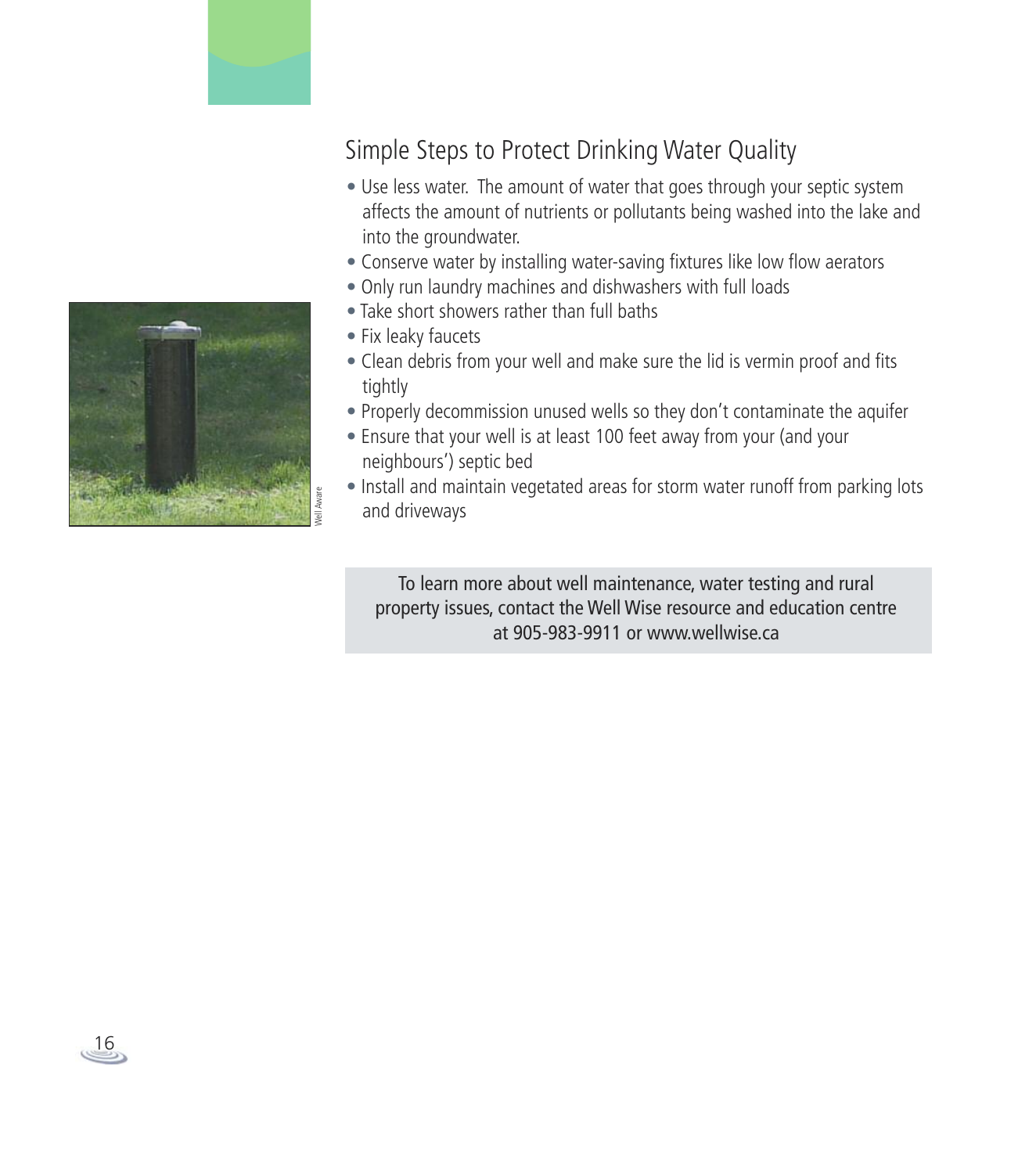## Simple Steps to Protect Drinking Water Quality

- Use less water. The amount of water that goes through your septic system affects the amount of nutrients or pollutants being washed into the lake and into the groundwater.
- Conserve water by installing water-saving fixtures like low flow aerators
- Only run laundry machines and dishwashers with full loads
- Take short showers rather than full baths
- Fix leaky faucets
- Clean debris from your well and make sure the lid is vermin proof and fits tightly
- Properly decommission unused wells so they don't contaminate the aquifer
- Ensure that your well is at least 100 feet away from your (and your neighbours') septic bed
- Install and maintain vegetated areas for storm water runoff from parking lots and driveways

Well Aware

To learn more about well maintenance, water testing and rural property issues, contact the Well Wise resource and education centre at 905-983-9911 or www.wellwise.ca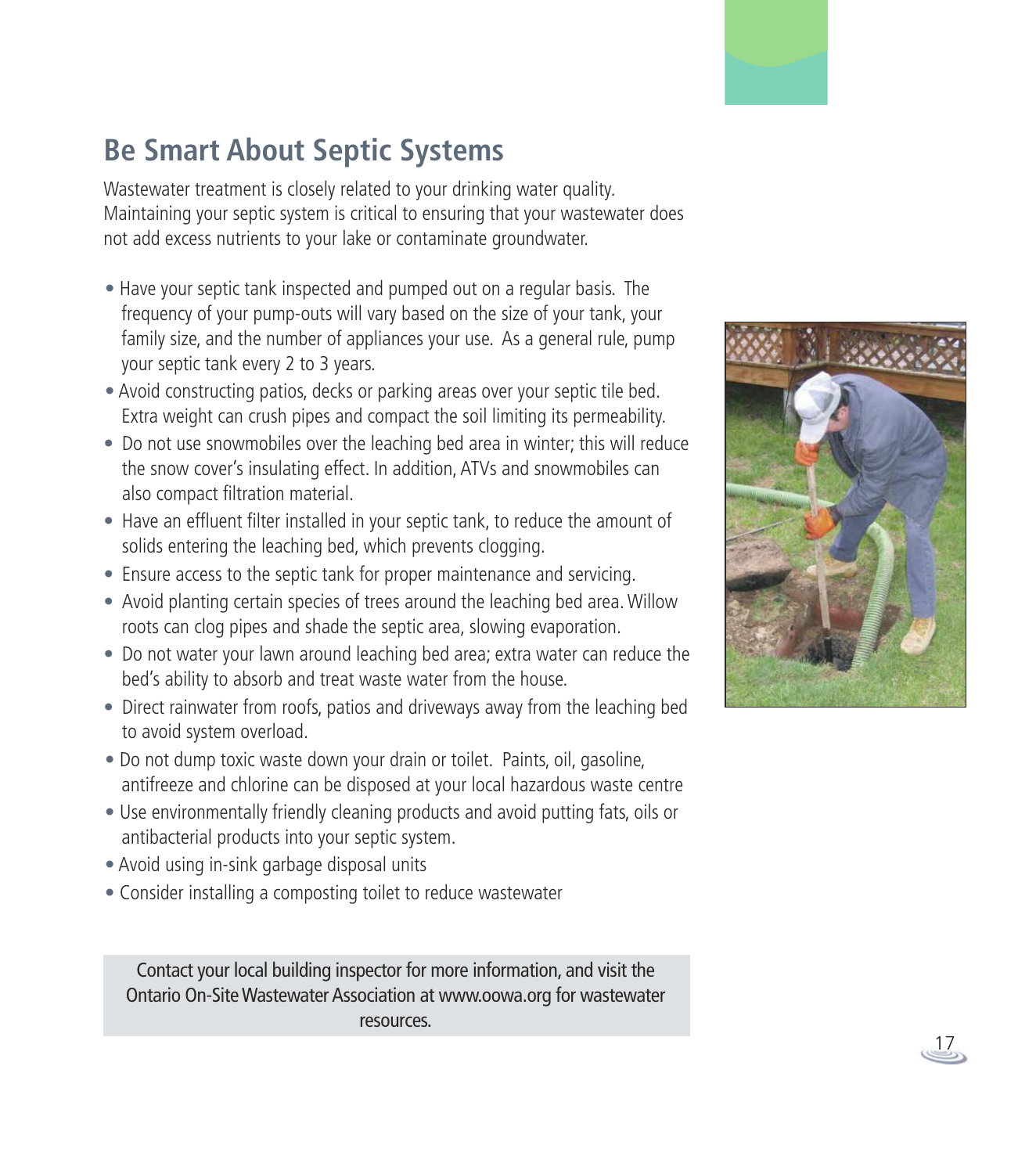## Be Smart About Septic Systems

Wastewater treatment is closely related to your drinking water quality. Maintaining your septic system is critical to ensuring that your wastewater does not add excess nutrients to your lake or contaminate groundwater.

- Have your septic tank inspected and pumped out on a regular basis. The frequency of your pump-outs will vary based on the size of your tank, your family size, and the number of appliances your use. As a general rule, pump your septic tank every 2 to 3 years.
- Avoid constructing patios, decks or parking areas over your septic tile bed. Extra weight can crush pipes and compact the soil limiting its permeability.
- Do not use snowmobiles over the leaching bed area in winter; this will reduce the snow cover's insulating effect. In addition, ATVs and snowmobiles can also compact filtration material.
- Have an effluent filter installed in your septic tank, to reduce the amount of solids entering the leaching bed, which prevents clogging.
- Ensure access to the septic tank for proper maintenance and servicing.
- Avoid planting certain species of trees around the leaching bed area. Willow roots can clog pipes and shade the septic area, slowing evaporation.
- Do not water your lawn around leaching bed area; extra water can reduce the bed's ability to absorb and treat waste water from the house.
- Direct rainwater from roofs, patios and driveways away from the leaching bed to avoid system overload.
- Do not dump toxic waste down your drain or toilet. Paints, oil, gasoline, antifreeze and chlorine can be disposed at your local hazardous waste centre
- Use environmentally friendly cleaning products and avoid putting fats, oils or antibacterial products into your septic system.
- Avoid using in-sink garbage disposal units
- Consider installing a composting toilet to reduce wastewater

Contact your local building inspector for more information, and visit the Ontario On-Site Wastewater Association at www.oowa.org for wastewater resources.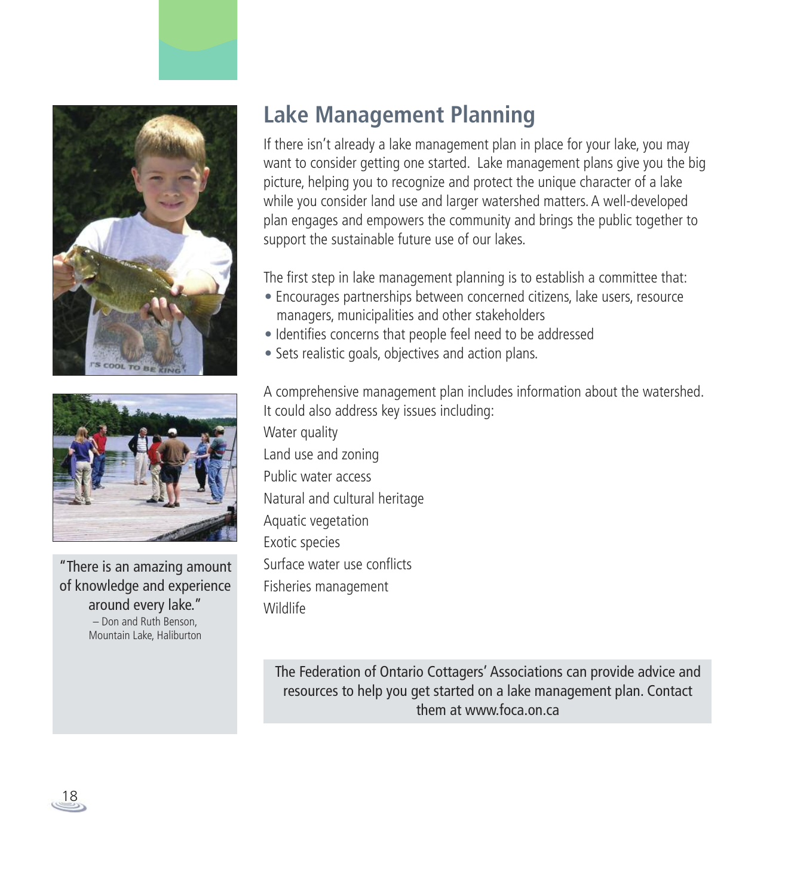## Lake Management Planning

If there isn't already a lake management plan in place for your lake, you may want to consider getting one started. Lake management plans give you the big picture, helping you to recognize and protect the unique character of a lake while you consider land use and larger watershed matters. A well-developed plan engages and empowers the community and brings the public together to support the sustainable future use of our lakes.

The first step in lake management planning is to establish a committee that:

- Encourages partnerships between concerned citizens, lake users, resource managers, municipalities and other stakeholders
- Identifies concerns that people feel need to be addressed
- Sets realistic goals, objectives and action plans.

A comprehensive management plan includes information about the watershed. It could also address key issues including:

Water quality

Land use and zoning

Public water access

Natural and cultural heritage

Aquatic vegetation

Exotic species

Surface water use conflicts

Fisheries management

Wildlife

"There is an amazing amount of knowledge and experience around every lake."
– Don and Ruth Benson, Mountain Lake, Haliburton

The Federation of Ontario Cottagers' Associations can provide advice and resources to help you get started on a lake management plan. Contact them at www.foca.on.ca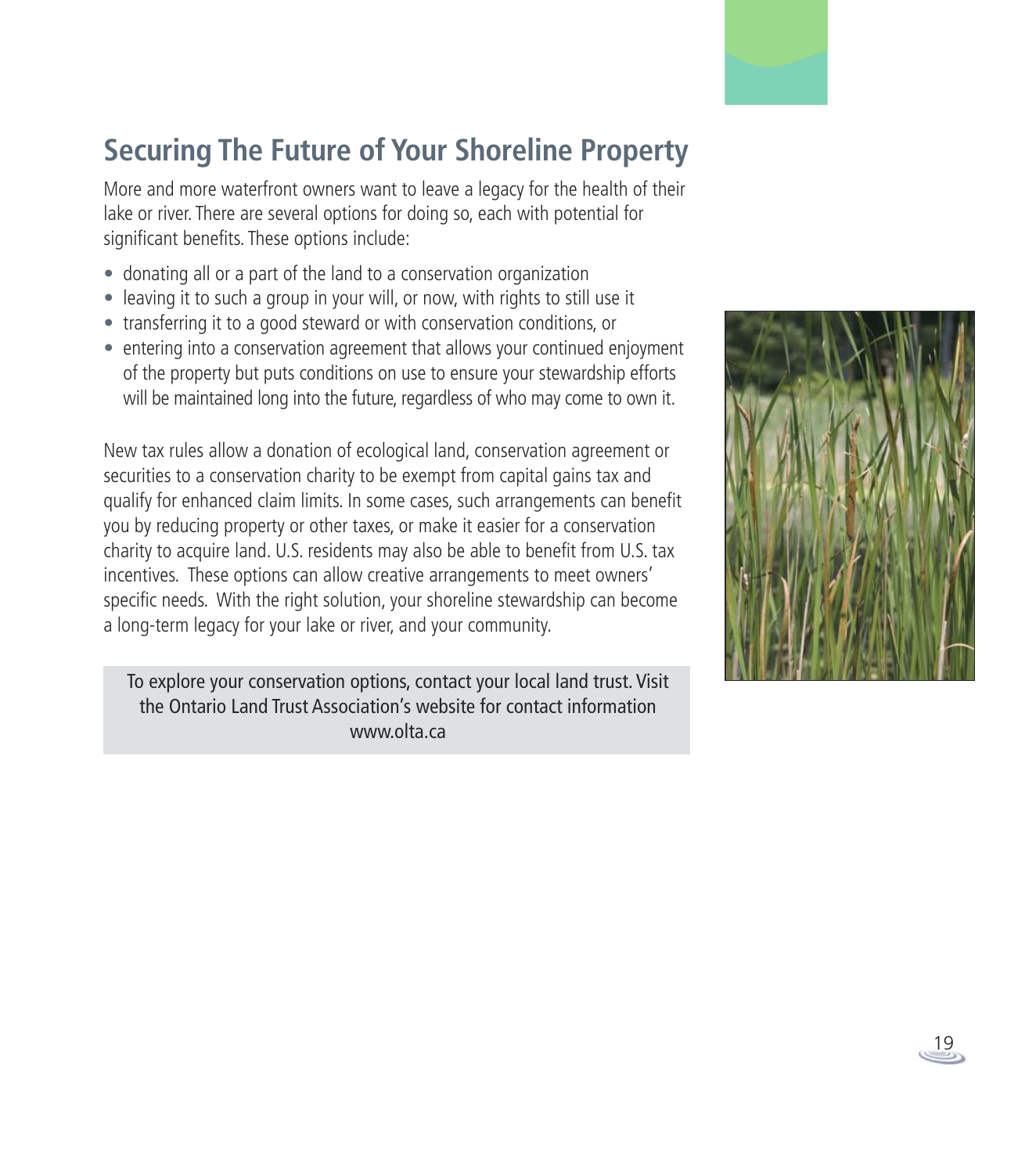## Securing The Future of Your Shoreline Property

More and more waterfront owners want to leave a legacy for the health of their lake or river. There are several options for doing so, each with potential for significant benefits. These options include:

- donating all or a part of the land to a conservation organization
- leaving it to such a group in your will, or now, with rights to still use it
- transferring it to a good steward or with conservation conditions, or
- entering into a conservation agreement that allows your continued enjoyment of the property but puts conditions on use to ensure your stewardship efforts will be maintained long into the future, regardless of who may come to own it.

New tax rules allow a donation of ecological land, conservation agreement or securities to a conservation charity to be exempt from capital gains tax and qualify for enhanced claim limits. In some cases, such arrangements can benefit you by reducing property or other taxes, or make it easier for a conservation charity to acquire land. U.S. residents may also be able to benefit from U.S. tax incentives. These options can allow creative arrangements to meet owners' specific needs. With the right solution, your shoreline stewardship can become a long-term legacy for your lake or river, and your community.

To explore your conservation options, contact your local land trust. Visit the Ontario Land Trust Association's website for contact information www.olta.ca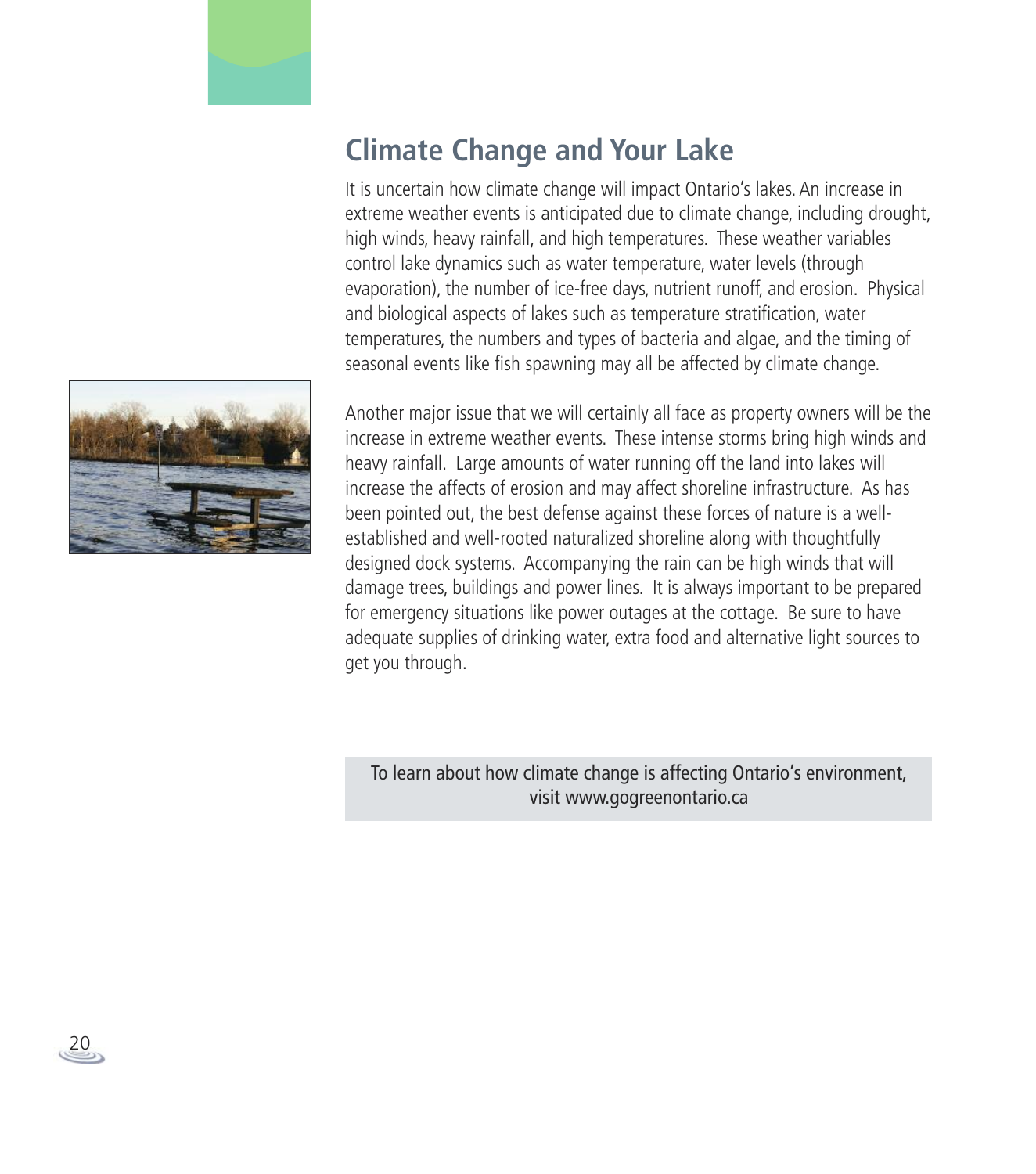## Climate Change and Your Lake

It is uncertain how climate change will impact Ontario's lakes. An increase in extreme weather events is anticipated due to climate change, including drought, high winds, heavy rainfall, and high temperatures. These weather variables control lake dynamics such as water temperature, water levels (through evaporation), the number of ice-free days, nutrient runoff, and erosion. Physical and biological aspects of lakes such as temperature stratification, water temperatures, the numbers and types of bacteria and algae, and the timing of seasonal events like fish spawning may all be affected by climate change.

Another major issue that we will certainly all face as property owners will be the increase in extreme weather events. These intense storms bring high winds and heavy rainfall. Large amounts of water running off the land into lakes will increase the affects of erosion and may affect shoreline infrastructure. As has been pointed out, the best defense against these forces of nature is a well-established and well-rooted naturalized shoreline along with thoughtfully designed dock systems. Accompanying the rain can be high winds that will damage trees, buildings and power lines. It is always important to be prepared for emergency situations like power outages at the cottage. Be sure to have adequate supplies of drinking water, extra food and alternative light sources to get you through.

To learn about how climate change is affecting Ontario's environment, visit www.gogreenontario.ca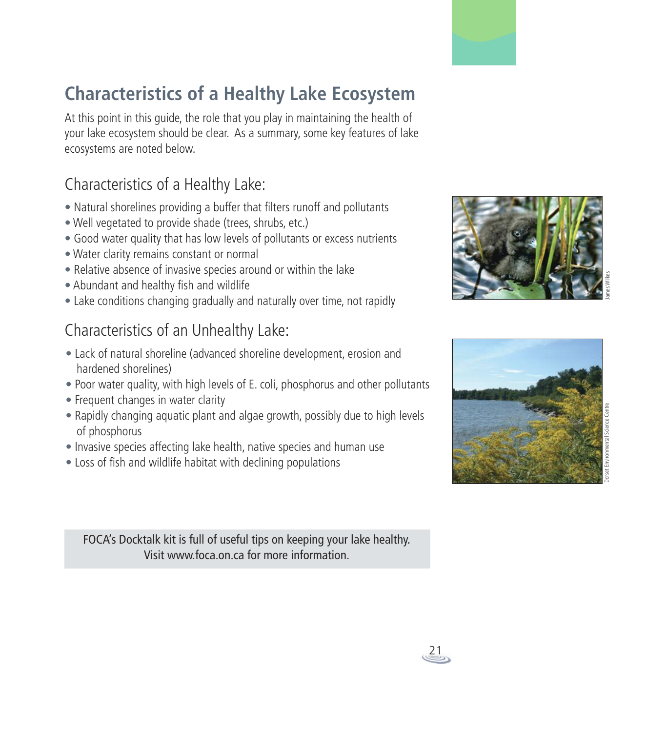# Characteristics of a Healthy Lake Ecosystem

At this point in this guide, the role that you play in maintaining the health of your lake ecosystem should be clear. As a summary, some key features of lake ecosystems are noted below.

## Characteristics of a Healthy Lake:

- Natural shorelines providing a buffer that filters runoff and pollutants
- Well vegetated to provide shade (trees, shrubs, etc.)
- Good water quality that has low levels of pollutants or excess nutrients
- Water clarity remains constant or normal
- Relative absence of invasive species around or within the lake
- Abundant and healthy fish and wildlife
- Lake conditions changing gradually and naturally over time, not rapidly

James Wilkes

## Characteristics of an Unhealthy Lake:

- Lack of natural shoreline (advanced shoreline development, erosion and hardened shorelines)
- Poor water quality, with high levels of E. coli, phosphorus and other pollutants
- Frequent changes in water clarity
- Rapidly changing aquatic plant and algae growth, possibly due to high levels of phosphorus
- Invasive species affecting lake health, native species and human use
- Loss of fish and wildlife habitat with declining populations

Dorset Environmental Science Centre

FOCA's Docktalk kit is full of useful tips on keeping your lake healthy. Visit www.foca.on.ca for more information.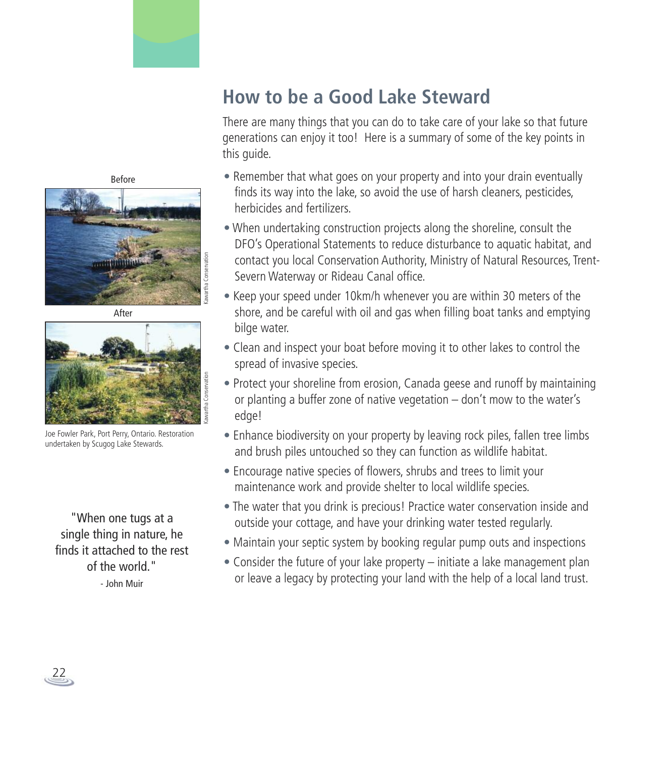# How to be a Good Lake Steward

There are many things that you can do to take care of your lake so that future generations can enjoy it too! Here is a summary of some of the key points in this guide.

- Remember that what goes on your property and into your drain eventually finds its way into the lake, so avoid the use of harsh cleaners, pesticides, herbicides and fertilizers.
- When undertaking construction projects along the shoreline, consult the DFO's Operational Statements to reduce disturbance to aquatic habitat, and contact you local Conservation Authority, Ministry of Natural Resources, Trent-Severn Waterway or Rideau Canal office.
- Keep your speed under 10km/h whenever you are within 30 meters of the shore, and be careful with oil and gas when filling boat tanks and emptying bilge water.
- Clean and inspect your boat before moving it to other lakes to control the spread of invasive species.
- Protect your shoreline from erosion, Canada geese and runoff by maintaining or planting a buffer zone of native vegetation – don't mow to the water's edge!
- Enhance biodiversity on your property by leaving rock piles, fallen tree limbs and brush piles untouched so they can function as wildlife habitat.
- Encourage native species of flowers, shrubs and trees to limit your maintenance work and provide shelter to local wildlife species.
- The water that you drink is precious! Practice water conservation inside and outside your cottage, and have your drinking water tested regularly.
- Maintain your septic system by booking regular pump outs and inspections
- Consider the future of your lake property – initiate a lake management plan or leave a legacy by protecting your land with the help of a local land trust.

Before

Kawartha Conservation

After

Kawartha Conservation

Joe Fowler Park, Port Perry, Ontario. Restoration undertaken by Scugog Lake Stewards.

"When one tugs at a single thing in nature, he finds it attached to the rest of the world."

- John Muir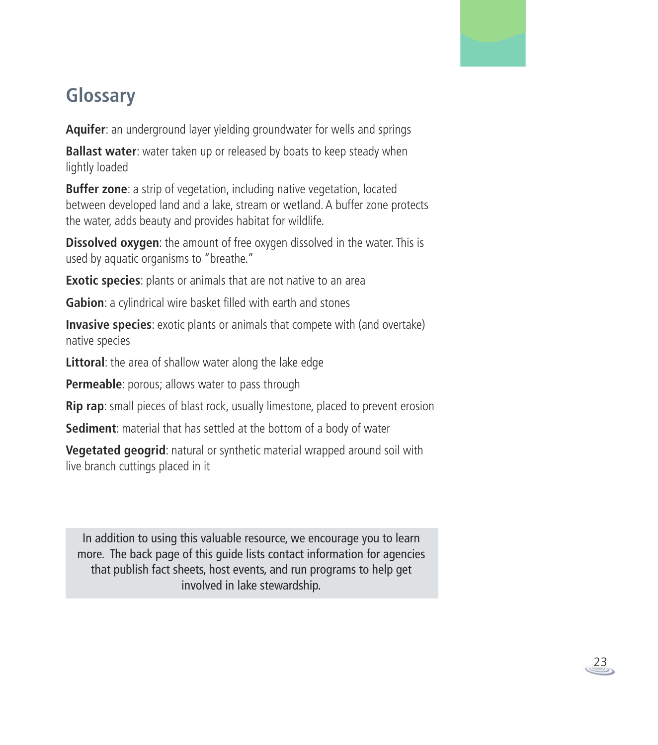## Glossary

**Aquifer**: an underground layer yielding groundwater for wells and springs

**Ballast water**: water taken up or released by boats to keep steady when lightly loaded

**Buffer zone**: a strip of vegetation, including native vegetation, located between developed land and a lake, stream or wetland. A buffer zone protects the water, adds beauty and provides habitat for wildlife.

**Dissolved oxygen**: the amount of free oxygen dissolved in the water. This is used by aquatic organisms to "breathe."

**Exotic species**: plants or animals that are not native to an area

**Gabion**: a cylindrical wire basket filled with earth and stones

**Invasive species**: exotic plants or animals that compete with (and overtake) native species

**Littoral**: the area of shallow water along the lake edge

**Permeable**: porous; allows water to pass through

**Rip rap**: small pieces of blast rock, usually limestone, placed to prevent erosion

**Sediment**: material that has settled at the bottom of a body of water

**Vegetated geogrid**: natural or synthetic material wrapped around soil with live branch cuttings placed in it

In addition to using this valuable resource, we encourage you to learn more. The back page of this guide lists contact information for agencies that publish fact sheets, host events, and run programs to help get involved in lake stewardship.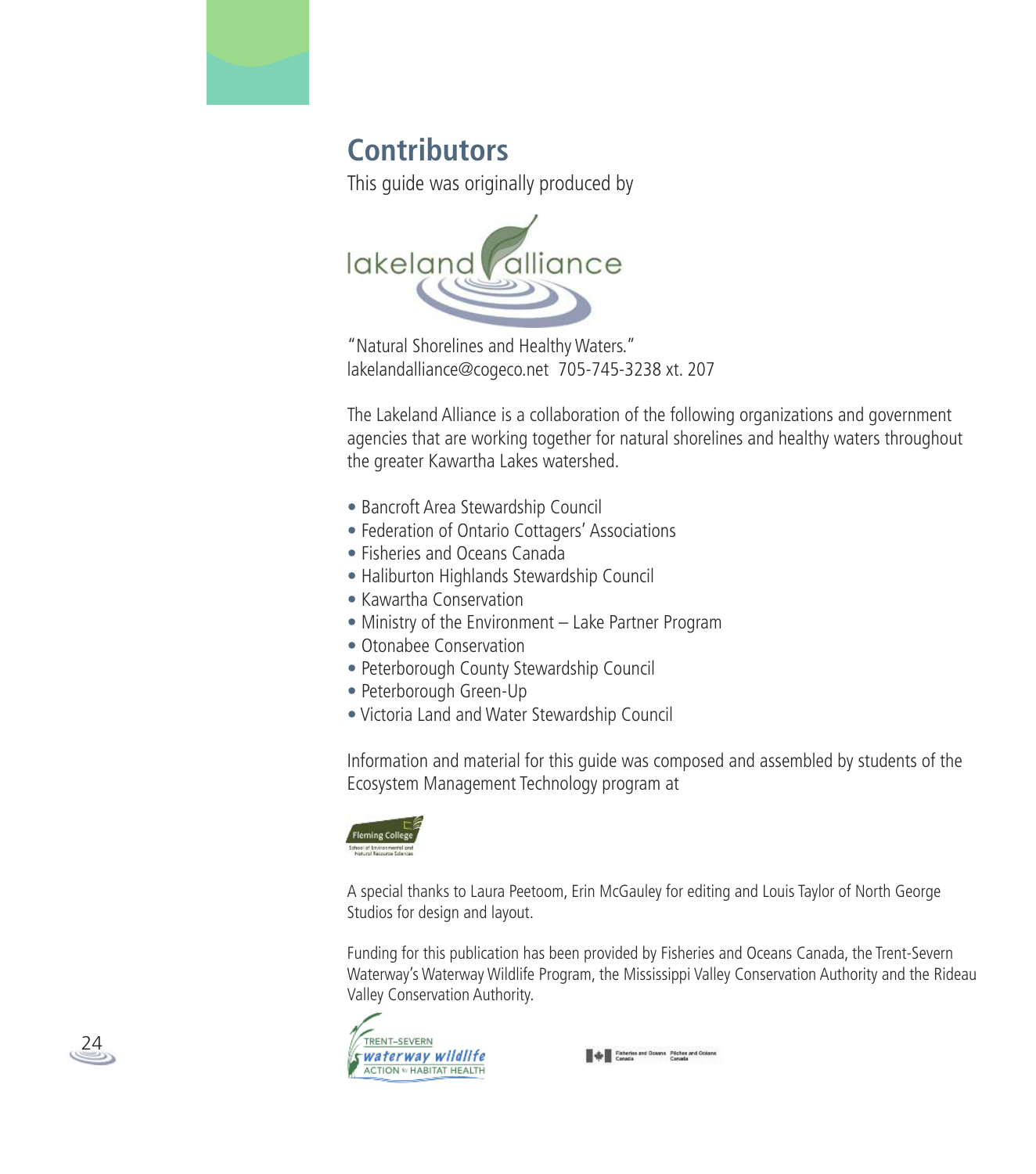## Contributors

This guide was originally produced by

"Natural Shorelines and Healthy Waters."
lakelandalliance@cogeco.net 705-745-3238 xt. 207

The Lakeland Alliance is a collaboration of the following organizations and government agencies that are working together for natural shorelines and healthy waters throughout the greater Kawartha Lakes watershed.

- Bancroft Area Stewardship Council
- Federation of Ontario Cottagers' Associations
- Fisheries and Oceans Canada
- Haliburton Highlands Stewardship Council
- Kawartha Conservation
- Ministry of the Environment – Lake Partner Program
- Otonabee Conservation
- Peterborough County Stewardship Council
- Peterborough Green-Up
- Victoria Land and Water Stewardship Council

Information and material for this guide was composed and assembled by students of the Ecosystem Management Technology program at

Fleming College
School of Environmental and Natural Resource Sciences

A special thanks to Laura Peetoom, Erin McGauley for editing and Louis Taylor of North George Studios for design and layout.

Funding for this publication has been provided by Fisheries and Oceans Canada, the Trent-Severn Waterway's Waterway Wildlife Program, the Mississippi Valley Conservation Authority and the Rideau Valley Conservation Authority.

TRENT–SEVERN waterway wildlife ACTION to HABITAT HEALTH

Fisheries and Oceans Canada Pêches and Océans Canada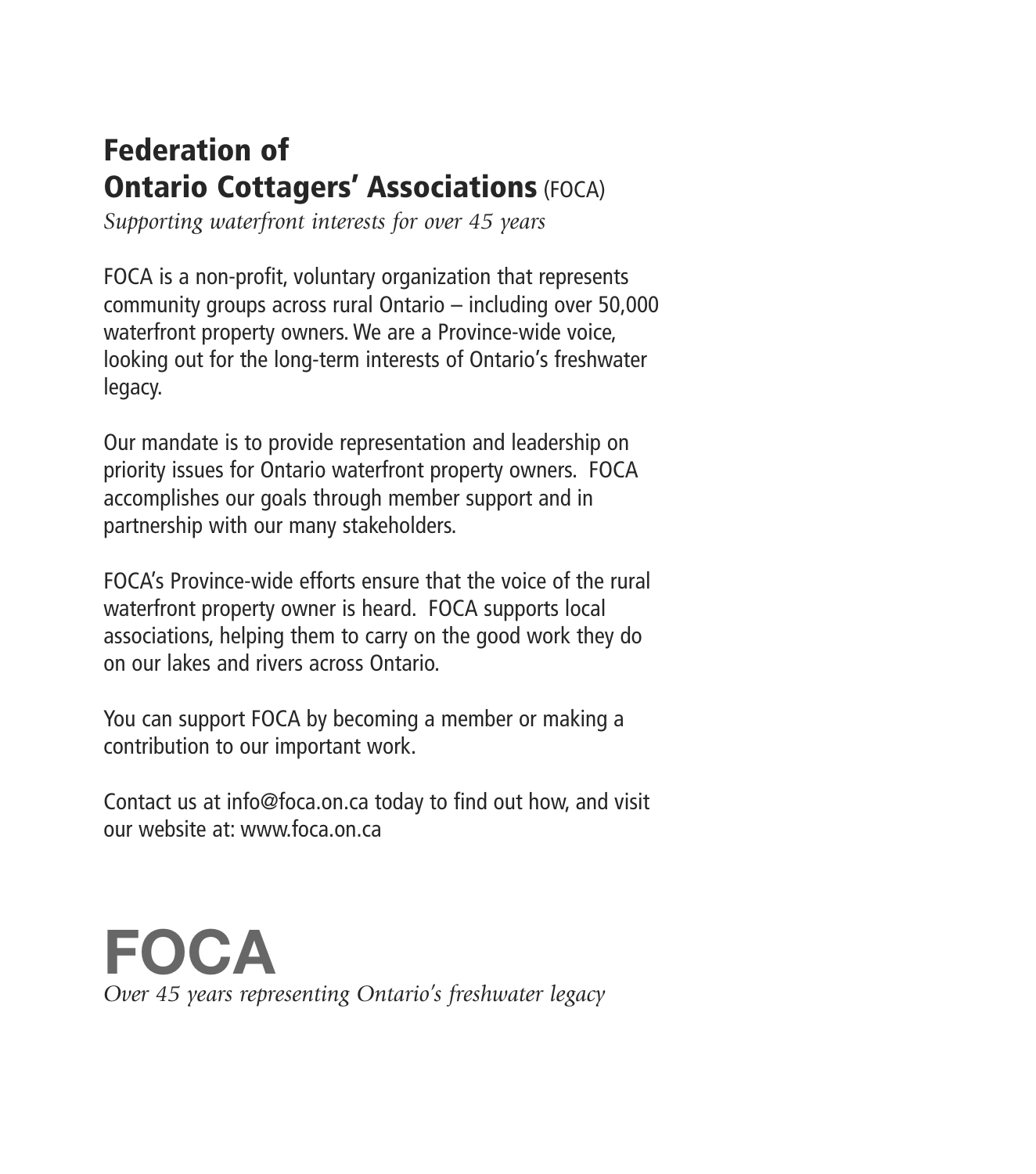## Federation of Ontario Cottagers' Associations (FOCA)

*Supporting waterfront interests for over 45 years*

FOCA is a non-profit, voluntary organization that represents community groups across rural Ontario – including over 50,000 waterfront property owners. We are a Province-wide voice, looking out for the long-term interests of Ontario's freshwater legacy.

Our mandate is to provide representation and leadership on priority issues for Ontario waterfront property owners. FOCA accomplishes our goals through member support and in partnership with our many stakeholders.

FOCA's Province-wide efforts ensure that the voice of the rural waterfront property owner is heard. FOCA supports local associations, helping them to carry on the good work they do on our lakes and rivers across Ontario.

You can support FOCA by becoming a member or making a contribution to our important work.

Contact us at info@foca.on.ca today to find out how, and visit our website at: www.foca.on.ca

# FOCA

*Over 45 years representing Ontario's freshwater legacy*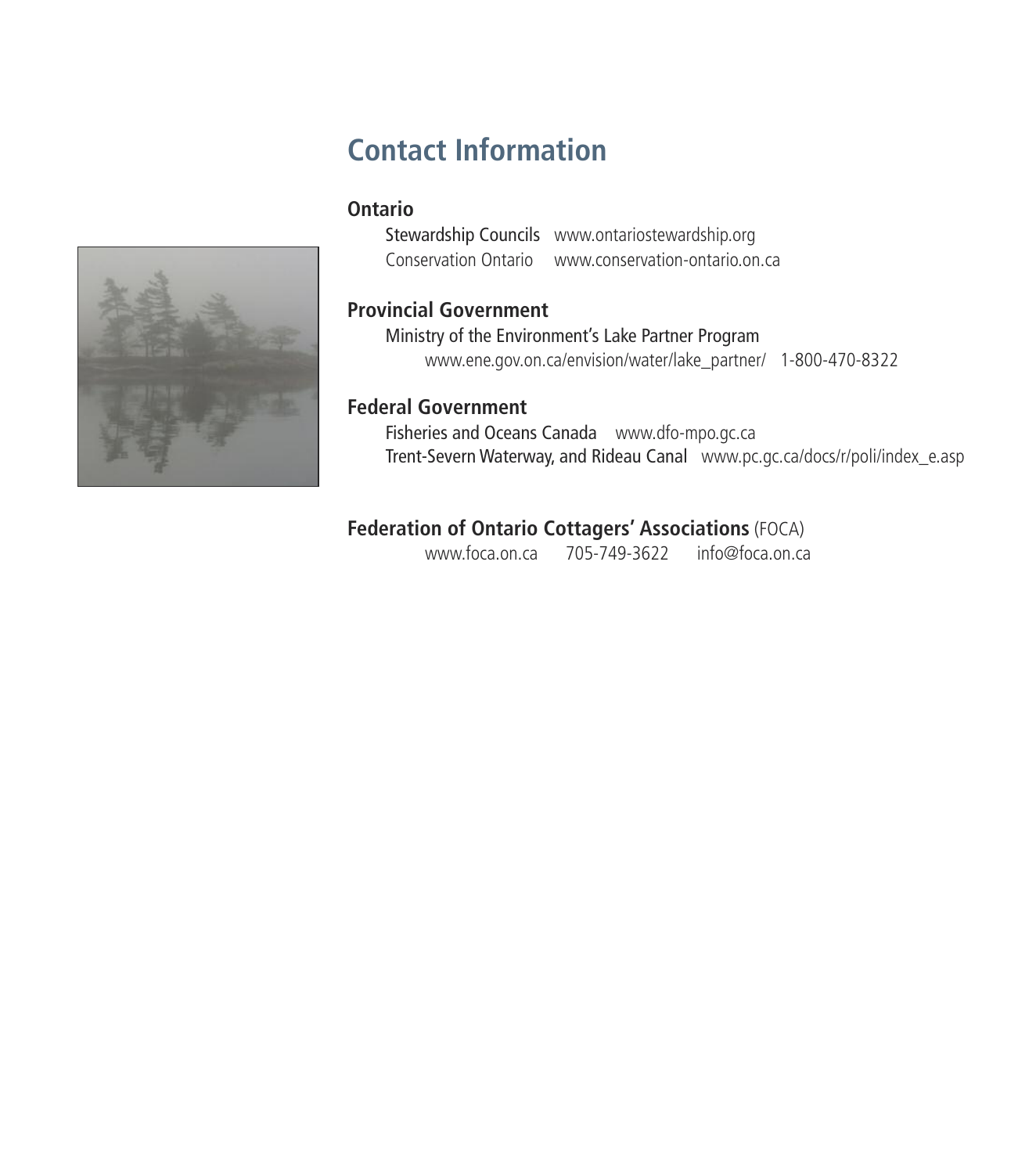# Contact Information

## Ontario

Stewardship Councils www.ontariostewardship.org
Conservation Ontario www.conservation-ontario.on.ca

## Provincial Government

Ministry of the Environment's Lake Partner Program
www.ene.gov.on.ca/envision/water/lake_partner/ 1-800-470-8322

## Federal Government

Fisheries and Oceans Canada www.dfo-mpo.gc.ca
Trent-Severn Waterway, and Rideau Canal www.pc.gc.ca/docs/r/poli/index_e.asp

## Federation of Ontario Cottagers' Associations (FOCA)

www.foca.on.ca 705-749-3622 info@foca.on.ca